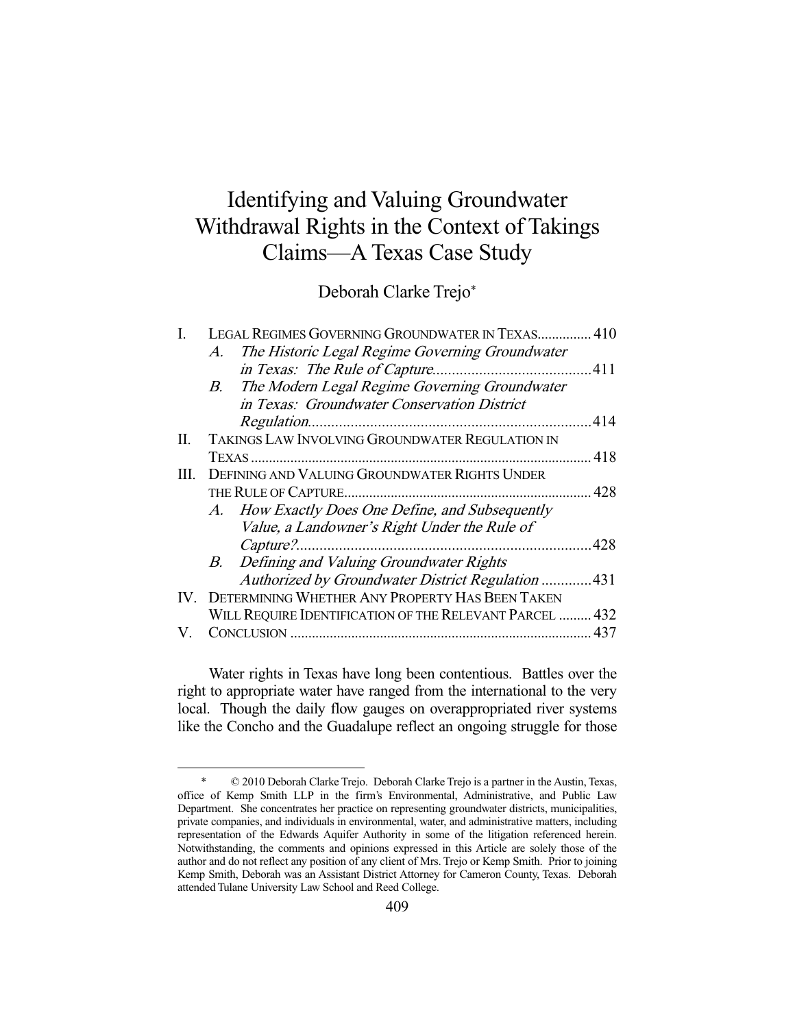# Identifying and Valuing Groundwater Withdrawal Rights in the Context of Takings Claims—A Texas Case Study

Deborah Clarke Trejo*

| | | |
|---|---|---|
| I. | LEGAL REGIMES GOVERNING GROUNDWATER IN TEXAS | 410 |
| | A. *The Historic Legal Regime Governing Groundwater in Texas: The Rule of Capture* | 411 |
| | B. *The Modern Legal Regime Governing Groundwater in Texas: Groundwater Conservation District Regulation* | 414 |
| II. | TAKINGS LAW INVOLVING GROUNDWATER REGULATION IN TEXAS | 418 |
| III. | DEFINING AND VALUING GROUNDWATER RIGHTS UNDER THE RULE OF CAPTURE | 428 |
| | A. *How Exactly Does One Define, and Subsequently Value, a Landowner's Right Under the Rule of Capture?* | 428 |
| | B. *Defining and Valuing Groundwater Rights Authorized by Groundwater District Regulation* | 431 |
| IV. | DETERMINING WHETHER ANY PROPERTY HAS BEEN TAKEN WILL REQUIRE IDENTIFICATION OF THE RELEVANT PARCEL | 432 |
| V. | CONCLUSION | 437 |

Water rights in Texas have long been contentious. Battles over the right to appropriate water have ranged from the international to the very local. Though the daily flow gauges on overappropriated river systems like the Concho and the Guadalupe reflect an ongoing struggle for those

---

\* © 2010 Deborah Clarke Trejo. Deborah Clarke Trejo is a partner in the Austin, Texas, office of Kemp Smith LLP in the firm's Environmental, Administrative, and Public Law Department. She concentrates her practice on representing groundwater districts, municipalities, private companies, and individuals in environmental, water, and administrative matters, including representation of the Edwards Aquifer Authority in some of the litigation referenced herein. Notwithstanding, the comments and opinions expressed in this Article are solely those of the author and do not reflect any position of any client of Mrs. Trejo or Kemp Smith. Prior to joining Kemp Smith, Deborah was an Assistant District Attorney for Cameron County, Texas. Deborah attended Tulane University Law School and Reed College.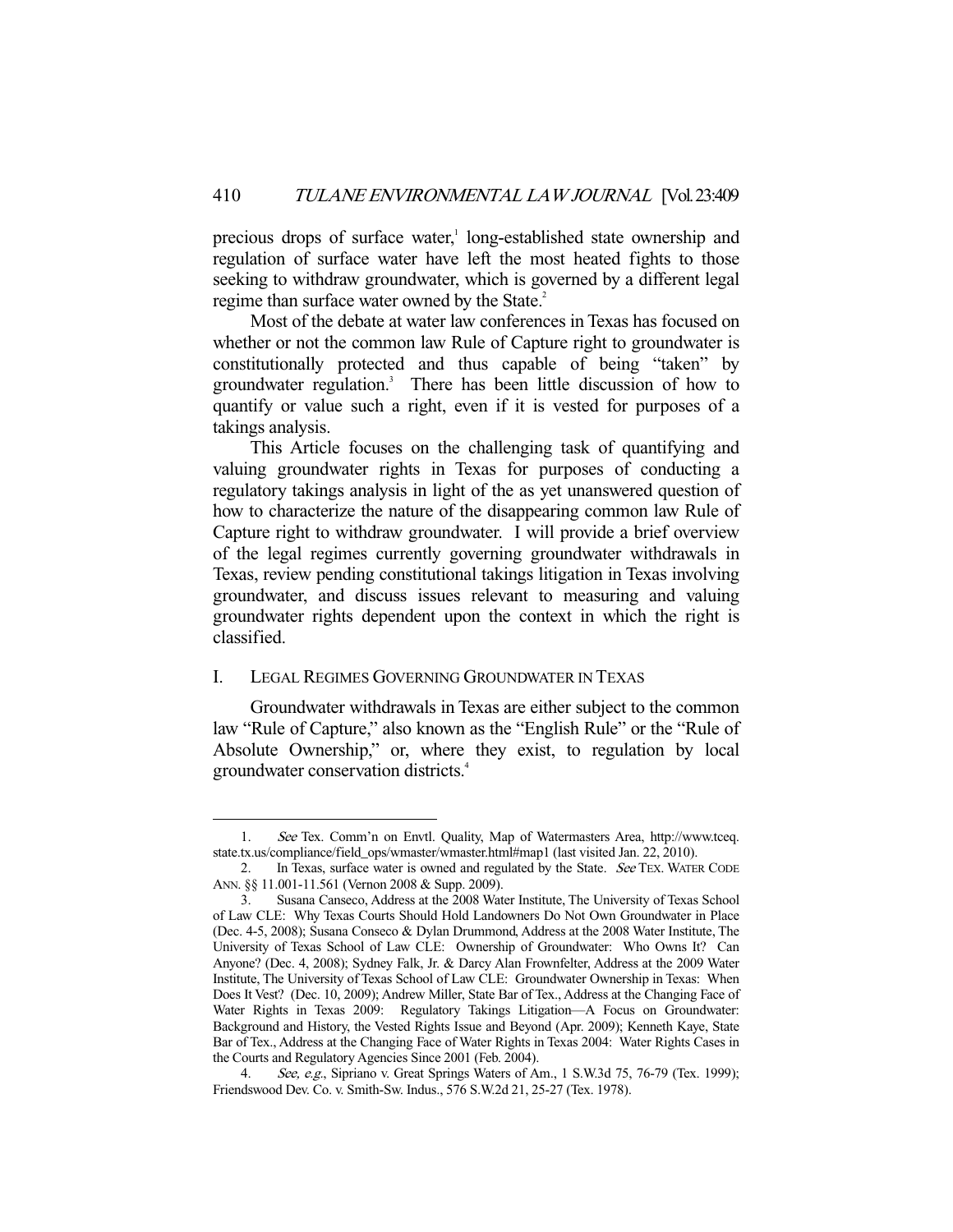precious drops of surface water,[1] long-established state ownership and regulation of surface water have left the most heated fights to those seeking to withdraw groundwater, which is governed by a different legal regime than surface water owned by the State.[2]

Most of the debate at water law conferences in Texas has focused on whether or not the common law Rule of Capture right to groundwater is constitutionally protected and thus capable of being "taken" by groundwater regulation.[3] There has been little discussion of how to quantify or value such a right, even if it is vested for purposes of a takings analysis.

This Article focuses on the challenging task of quantifying and valuing groundwater rights in Texas for purposes of conducting a regulatory takings analysis in light of the as yet unanswered question of how to characterize the nature of the disappearing common law Rule of Capture right to withdraw groundwater. I will provide a brief overview of the legal regimes currently governing groundwater withdrawals in Texas, review pending constitutional takings litigation in Texas involving groundwater, and discuss issues relevant to measuring and valuing groundwater rights dependent upon the context in which the right is classified.

## I. LEGAL REGIMES GOVERNING GROUNDWATER IN TEXAS

Groundwater withdrawals in Texas are either subject to the common law "Rule of Capture," also known as the "English Rule" or the "Rule of Absolute Ownership," or, where they exist, to regulation by local groundwater conservation districts.[4]

---

1. *See* Tex. Comm'n on Envtl. Quality, Map of Watermasters Area, http://www.tceq.state.tx.us/compliance/field_ops/wmaster/wmaster.html#map1 (last visited Jan. 22, 2010).

2. In Texas, surface water is owned and regulated by the State. *See* TEX. WATER CODE ANN. §§ 11.001-11.561 (Vernon 2008 & Supp. 2009).

3. Susana Canseco, Address at the 2008 Water Institute, The University of Texas School of Law CLE: Why Texas Courts Should Hold Landowners Do Not Own Groundwater in Place (Dec. 4-5, 2008); Susana Conseco & Dylan Drummond, Address at the 2008 Water Institute, The University of Texas School of Law CLE: Ownership of Groundwater: Who Owns It? Can Anyone? (Dec. 4, 2008); Sydney Falk, Jr. & Darcy Alan Frownfelter, Address at the 2009 Water Institute, The University of Texas School of Law CLE: Groundwater Ownership in Texas: When Does It Vest? (Dec. 10, 2009); Andrew Miller, State Bar of Tex., Address at the Changing Face of Water Rights in Texas 2009: Regulatory Takings Litigation—A Focus on Groundwater: Background and History, the Vested Rights Issue and Beyond (Apr. 2009); Kenneth Kaye, State Bar of Tex., Address at the Changing Face of Water Rights in Texas 2004: Water Rights Cases in the Courts and Regulatory Agencies Since 2001 (Feb. 2004).

4. *See, e.g.*, Sipriano v. Great Springs Waters of Am., 1 S.W.3d 75, 76-79 (Tex. 1999); Friendswood Dev. Co. v. Smith-Sw. Indus., 576 S.W.2d 21, 25-27 (Tex. 1978).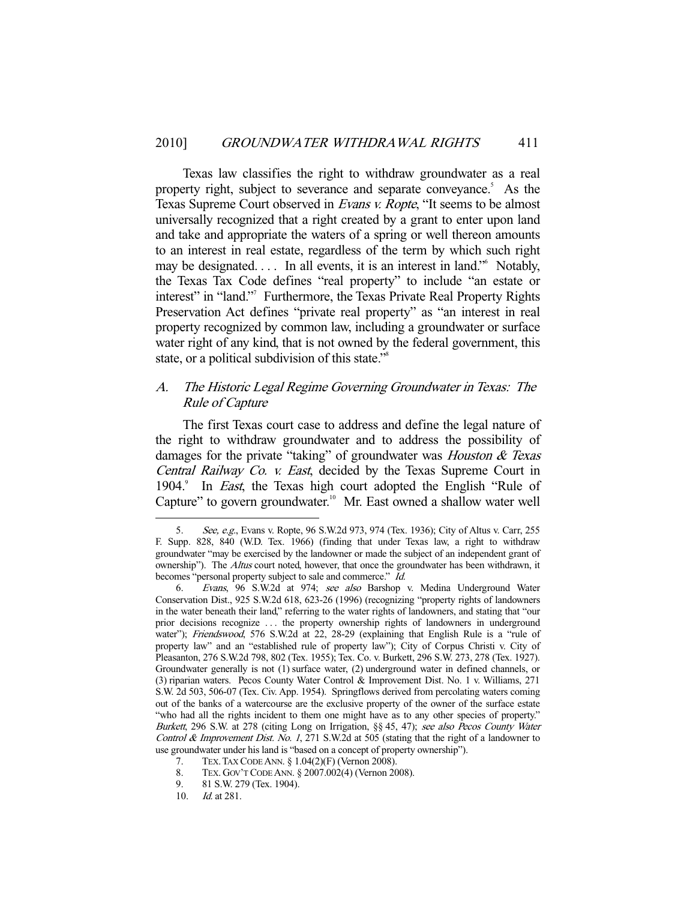Texas law classifies the right to withdraw groundwater as a real property right, subject to severance and separate conveyance.[5] As the Texas Supreme Court observed in *Evans v. Ropte*, "It seems to be almost universally recognized that a right created by a grant to enter upon land and take and appropriate the waters of a spring or well thereon amounts to an interest in real estate, regardless of the term by which such right may be designated. . . . In all events, it is an interest in land."[6] Notably, the Texas Tax Code defines "real property" to include "an estate or interest" in "land."[7] Furthermore, the Texas Private Real Property Rights Preservation Act defines "private real property" as "an interest in real property recognized by common law, including a groundwater or surface water right of any kind, that is not owned by the federal government, this state, or a political subdivision of this state."[8]

## A. *The Historic Legal Regime Governing Groundwater in Texas: The Rule of Capture*

The first Texas court case to address and define the legal nature of the right to withdraw groundwater and to address the possibility of damages for the private "taking" of groundwater was *Houston & Texas Central Railway Co. v. East*, decided by the Texas Supreme Court in 1904.[9] In *East*, the Texas high court adopted the English "Rule of Capture" to govern groundwater.[10] Mr. East owned a shallow water well

---

5. *See, e.g.*, Evans v. Ropte, 96 S.W.2d 973, 974 (Tex. 1936); City of Altus v. Carr, 255 F. Supp. 828, 840 (W.D. Tex. 1966) (finding that under Texas law, a right to withdraw groundwater "may be exercised by the landowner or made the subject of an independent grant of ownership"). The *Altus* court noted, however, that once the groundwater has been withdrawn, it becomes "personal property subject to sale and commerce." *Id.*

6. *Evans*, 96 S.W.2d at 974; *see also* Barshop v. Medina Underground Water Conservation Dist., 925 S.W.2d 618, 623-26 (1996) (recognizing "property rights of landowners in the water beneath their land," referring to the water rights of landowners, and stating that "our prior decisions recognize . . . the property ownership rights of landowners in underground water"); *Friendswood*, 576 S.W.2d at 22, 28-29 (explaining that English Rule is a "rule of property law" and an "established rule of property law"); City of Corpus Christi v. City of Pleasanton, 276 S.W.2d 798, 802 (Tex. 1955); Tex. Co. v. Burkett, 296 S.W. 273, 278 (Tex. 1927). Groundwater generally is not (1) surface water, (2) underground water in defined channels, or (3) riparian waters. Pecos County Water Control & Improvement Dist. No. 1 v. Williams, 271 S.W. 2d 503, 506-07 (Tex. Civ. App. 1954). Springflows derived from percolating waters coming out of the banks of a watercourse are the exclusive property of the owner of the surface estate "who had all the rights incident to them one might have as to any other species of property." *Burkett*, 296 S.W. at 278 (citing Long on Irrigation, §§ 45, 47); *see also Pecos County Water Control & Improvement Dist. No. 1*, 271 S.W.2d at 505 (stating that the right of a landowner to use groundwater under his land is "based on a concept of property ownership").

7. TEX. TAX CODE ANN. § 1.04(2)(F) (Vernon 2008).

8. TEX. GOV'T CODE ANN. § 2007.002(4) (Vernon 2008).

9. 81 S.W. 279 (Tex. 1904).

10. *Id.* at 281.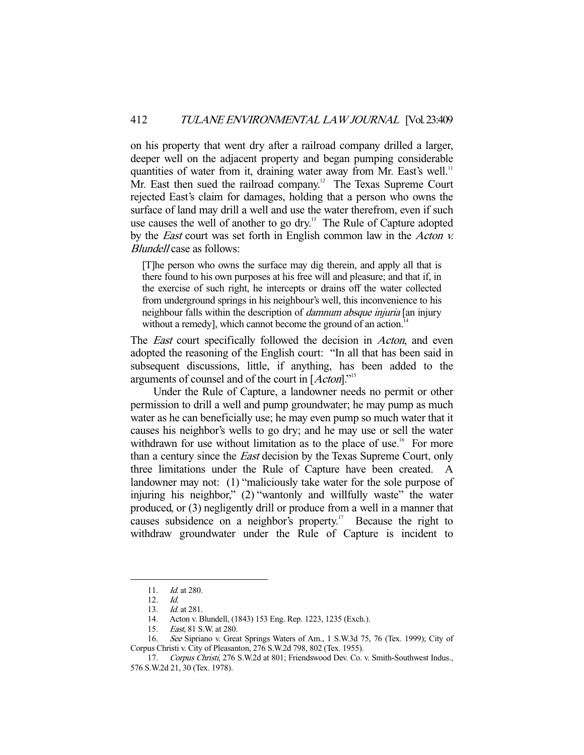on his property that went dry after a railroad company drilled a larger, deeper well on the adjacent property and began pumping considerable quantities of water from it, draining water away from Mr. East's well.[11] Mr. East then sued the railroad company.[12] The Texas Supreme Court rejected East's claim for damages, holding that a person who owns the surface of land may drill a well and use the water therefrom, even if such use causes the well of another to go dry.[13] The Rule of Capture adopted by the *East* court was set forth in English common law in the *Acton v. Blundell* case as follows:

> [T]he person who owns the surface may dig therein, and apply all that is there found to his own purposes at his free will and pleasure; and that if, in the exercise of such right, he intercepts or drains off the water collected from underground springs in his neighbour's well, this inconvenience to his neighbour falls within the description of *damnum absque injuria* [an injury without a remedy], which cannot become the ground of an action.[14]

The *East* court specifically followed the decision in *Acton*, and even adopted the reasoning of the English court: "In all that has been said in subsequent discussions, little, if anything, has been added to the arguments of counsel and of the court in [*Acton*]."[15]

Under the Rule of Capture, a landowner needs no permit or other permission to drill a well and pump groundwater; he may pump as much water as he can beneficially use; he may even pump so much water that it causes his neighbor's wells to go dry; and he may use or sell the water withdrawn for use without limitation as to the place of use.[16] For more than a century since the *East* decision by the Texas Supreme Court, only three limitations under the Rule of Capture have been created. A landowner may not: (1) "maliciously take water for the sole purpose of injuring his neighbor," (2) "wantonly and willfully waste" the water produced, or (3) negligently drill or produce from a well in a manner that causes subsidence on a neighbor's property.[17] Because the right to withdraw groundwater under the Rule of Capture is incident to

---

11. *Id.* at 280.
12. *Id.*
13. *Id.* at 281.
14. Acton v. Blundell, (1843) 153 Eng. Rep. 1223, 1235 (Exch.).
15. *East*, 81 S.W. at 280.
16. *See* Sipriano v. Great Springs Waters of Am., 1 S.W.3d 75, 76 (Tex. 1999); City of Corpus Christi v. City of Pleasanton, 276 S.W.2d 798, 802 (Tex. 1955).
17. *Corpus Christi*, 276 S.W.2d at 801; Friendswood Dev. Co. v. Smith-Southwest Indus., 576 S.W.2d 21, 30 (Tex. 1978).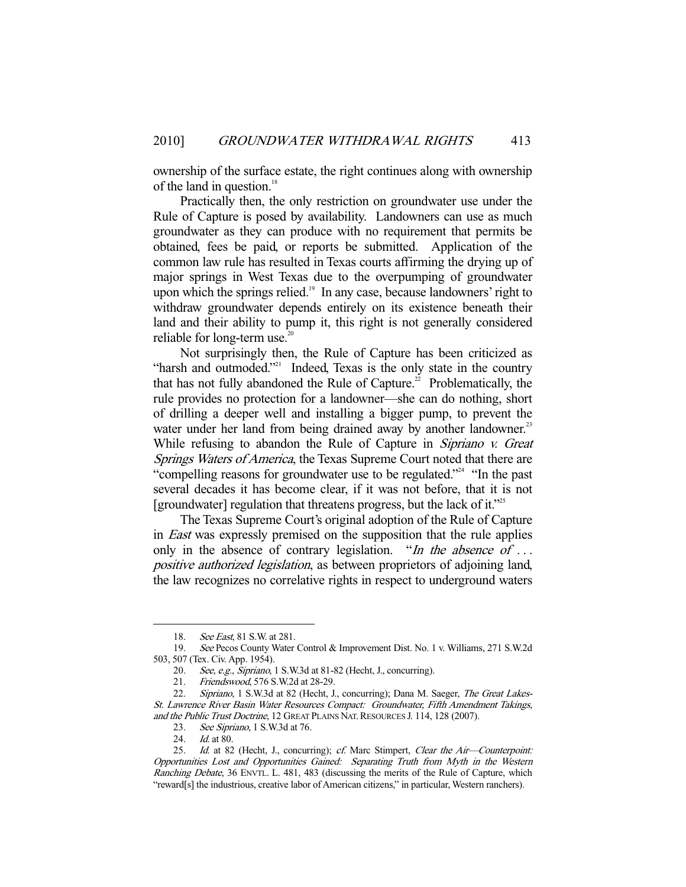ownership of the surface estate, the right continues along with ownership of the land in question.[18]

Practically then, the only restriction on groundwater use under the Rule of Capture is posed by availability. Landowners can use as much groundwater as they can produce with no requirement that permits be obtained, fees be paid, or reports be submitted. Application of the common law rule has resulted in Texas courts affirming the drying up of major springs in West Texas due to the overpumping of groundwater upon which the springs relied.[19] In any case, because landowners' right to withdraw groundwater depends entirely on its existence beneath their land and their ability to pump it, this right is not generally considered reliable for long-term use.[20]

Not surprisingly then, the Rule of Capture has been criticized as "harsh and outmoded."[21] Indeed, Texas is the only state in the country that has not fully abandoned the Rule of Capture.[22] Problematically, the rule provides no protection for a landowner—she can do nothing, short of drilling a deeper well and installing a bigger pump, to prevent the water under her land from being drained away by another landowner.[23] While refusing to abandon the Rule of Capture in *Sipriano v. Great Springs Waters of America*, the Texas Supreme Court noted that there are "compelling reasons for groundwater use to be regulated."[24] "In the past several decades it has become clear, if it was not before, that it is not [groundwater] regulation that threatens progress, but the lack of it."[25]

The Texas Supreme Court's original adoption of the Rule of Capture in *East* was expressly premised on the supposition that the rule applies only in the absence of contrary legislation. "*In the absence of . . . positive authorized legislation*, as between proprietors of adjoining land, the law recognizes no correlative rights in respect to underground waters

---

18. *See East*, 81 S.W. at 281.

19. *See* Pecos County Water Control & Improvement Dist. No. 1 v. Williams, 271 S.W.2d 503, 507 (Tex. Civ. App. 1954).

20. *See, e.g.*, *Sipriano*, 1 S.W.3d at 81-82 (Hecht, J., concurring).

21. *Friendswood*, 576 S.W.2d at 28-29.

22. *Sipriano*, 1 S.W.3d at 82 (Hecht, J., concurring); Dana M. Saeger, *The Great Lakes-St. Lawrence River Basin Water Resources Compact: Groundwater, Fifth Amendment Takings, and the Public Trust Doctrine*, 12 GREAT PLAINS NAT. RESOURCES J. 114, 128 (2007).

23. *See Sipriano*, 1 S.W.3d at 76.

24. *Id.* at 80.

25. *Id.* at 82 (Hecht, J., concurring); *cf.* Marc Stimpert, *Clear the Air—Counterpoint: Opportunities Lost and Opportunities Gained: Separating Truth from Myth in the Western Ranching Debate*, 36 ENVTL. L. 481, 483 (discussing the merits of the Rule of Capture, which "reward[s] the industrious, creative labor of American citizens," in particular, Western ranchers).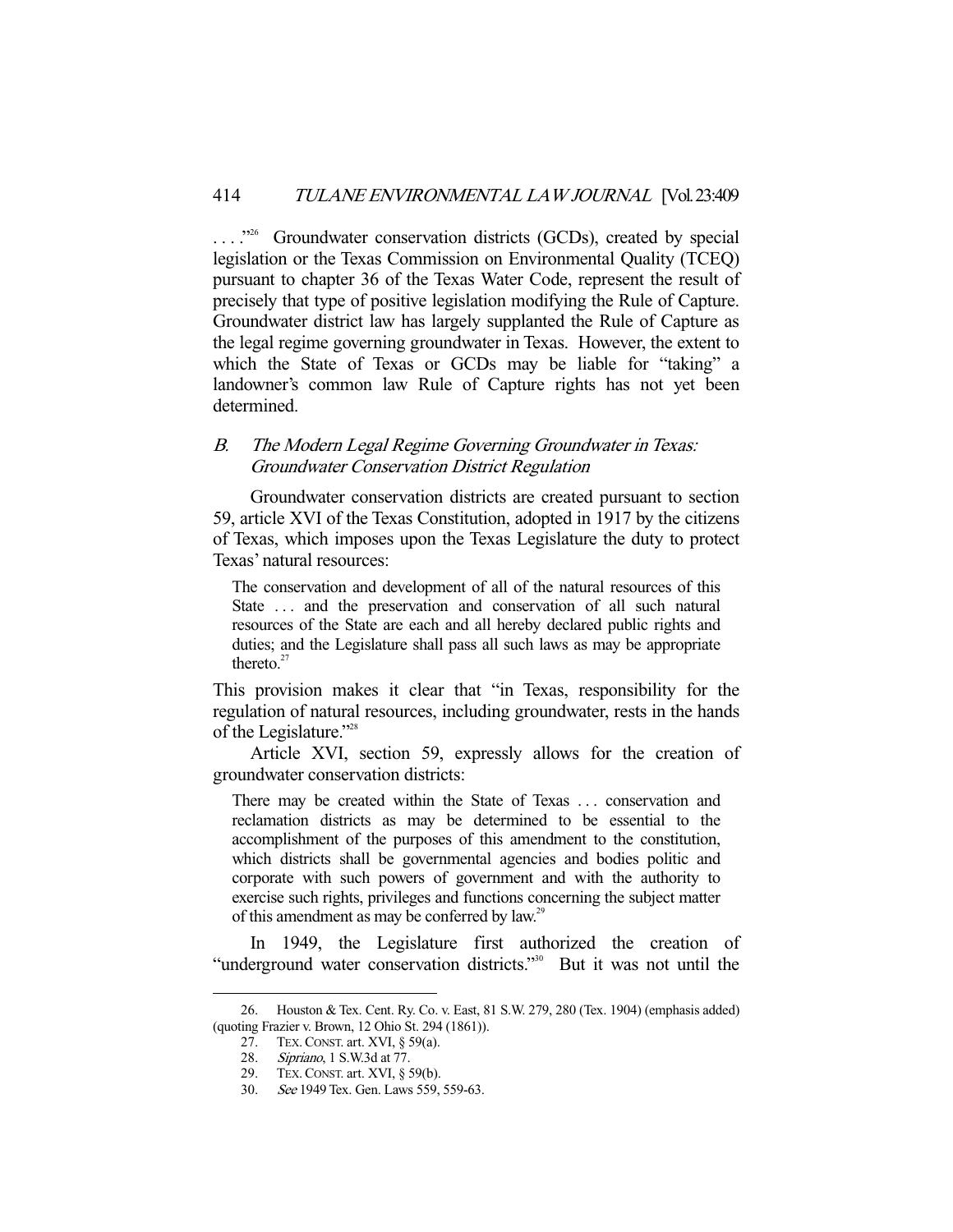. . . ."[26] Groundwater conservation districts (GCDs), created by special legislation or the Texas Commission on Environmental Quality (TCEQ) pursuant to chapter 36 of the Texas Water Code, represent the result of precisely that type of positive legislation modifying the Rule of Capture. Groundwater district law has largely supplanted the Rule of Capture as the legal regime governing groundwater in Texas. However, the extent to which the State of Texas or GCDs may be liable for "taking" a landowner's common law Rule of Capture rights has not yet been determined.

### B. *The Modern Legal Regime Governing Groundwater in Texas: Groundwater Conservation District Regulation*

Groundwater conservation districts are created pursuant to section 59, article XVI of the Texas Constitution, adopted in 1917 by the citizens of Texas, which imposes upon the Texas Legislature the duty to protect Texas' natural resources:

> The conservation and development of all of the natural resources of this State . . . and the preservation and conservation of all such natural resources of the State are each and all hereby declared public rights and duties; and the Legislature shall pass all such laws as may be appropriate thereto.[27]

This provision makes it clear that "in Texas, responsibility for the regulation of natural resources, including groundwater, rests in the hands of the Legislature."[28]

Article XVI, section 59, expressly allows for the creation of groundwater conservation districts:

> There may be created within the State of Texas . . . conservation and reclamation districts as may be determined to be essential to the accomplishment of the purposes of this amendment to the constitution, which districts shall be governmental agencies and bodies politic and corporate with such powers of government and with the authority to exercise such rights, privileges and functions concerning the subject matter of this amendment as may be conferred by law.[29]

In 1949, the Legislature first authorized the creation of "underground water conservation districts."[30] But it was not until the

---

26. Houston & Tex. Cent. Ry. Co. v. East, 81 S.W. 279, 280 (Tex. 1904) (emphasis added) (quoting Frazier v. Brown, 12 Ohio St. 294 (1861)).

27. TEX. CONST. art. XVI, § 59(a).

28. *Sipriano*, 1 S.W.3d at 77.

29. TEX. CONST. art. XVI, § 59(b).

30. *See* 1949 Tex. Gen. Laws 559, 559-63.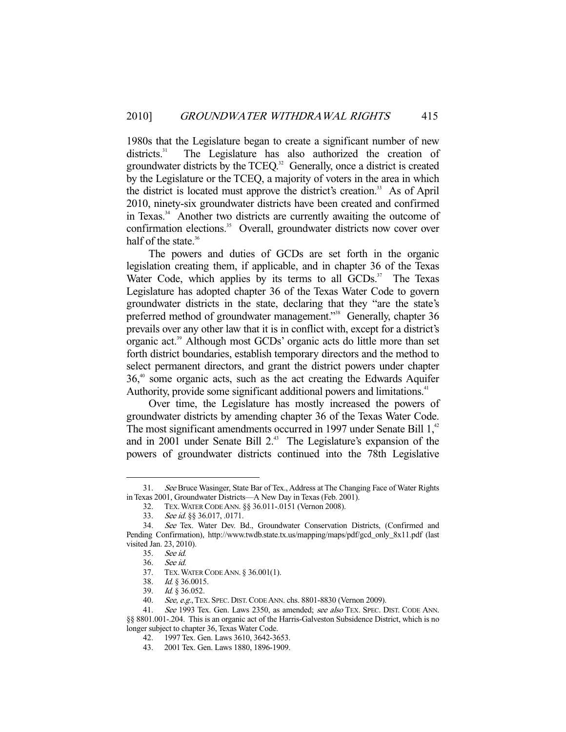1980s that the Legislature began to create a significant number of new districts.[31] The Legislature has also authorized the creation of groundwater districts by the TCEQ.[32] Generally, once a district is created by the Legislature or the TCEQ, a majority of voters in the area in which the district is located must approve the district's creation.[33] As of April 2010, ninety-six groundwater districts have been created and confirmed in Texas.[34] Another two districts are currently awaiting the outcome of confirmation elections.[35] Overall, groundwater districts now cover over half of the state.[36]

The powers and duties of GCDs are set forth in the organic legislation creating them, if applicable, and in chapter 36 of the Texas Water Code, which applies by its terms to all GCDs.[37] The Texas Legislature has adopted chapter 36 of the Texas Water Code to govern groundwater districts in the state, declaring that they "are the state's preferred method of groundwater management."[38] Generally, chapter 36 prevails over any other law that it is in conflict with, except for a district's organic act.[39] Although most GCDs' organic acts do little more than set forth district boundaries, establish temporary directors and the method to select permanent directors, and grant the district powers under chapter 36,[40] some organic acts, such as the act creating the Edwards Aquifer Authority, provide some significant additional powers and limitations.[41]

Over time, the Legislature has mostly increased the powers of groundwater districts by amending chapter 36 of the Texas Water Code. The most significant amendments occurred in 1997 under Senate Bill 1,[42] and in 2001 under Senate Bill 2.[43] The Legislature's expansion of the powers of groundwater districts continued into the 78th Legislative

---

31. *See* Bruce Wasinger, State Bar of Tex., Address at The Changing Face of Water Rights in Texas 2001, Groundwater Districts—A New Day in Texas (Feb. 2001).

32. TEX. WATER CODE ANN. §§ 36.011-.0151 (Vernon 2008).

33. *See id.* §§ 36.017, .0171.

34. *See* Tex. Water Dev. Bd., Groundwater Conservation Districts, (Confirmed and Pending Confirmation), http://www.twdb.state.tx.us/mapping/maps/pdf/gcd_only_8x11.pdf (last visited Jan. 23, 2010).

35. *See id.*

36. *See id.*

37. TEX. WATER CODE ANN. § 36.001(1).

38. *Id.* § 36.0015.

39. *Id.* § 36.052.

40. *See, e.g.*, TEX. SPEC. DIST. CODE ANN. chs. 8801-8830 (Vernon 2009).

41. *See* 1993 Tex. Gen. Laws 2350, as amended; *see also* TEX. SPEC. DIST. CODE ANN. §§ 8801.001-.204. This is an organic act of the Harris-Galveston Subsidence District, which is no longer subject to chapter 36, Texas Water Code.

42. 1997 Tex. Gen. Laws 3610, 3642-3653.

43. 2001 Tex. Gen. Laws 1880, 1896-1909.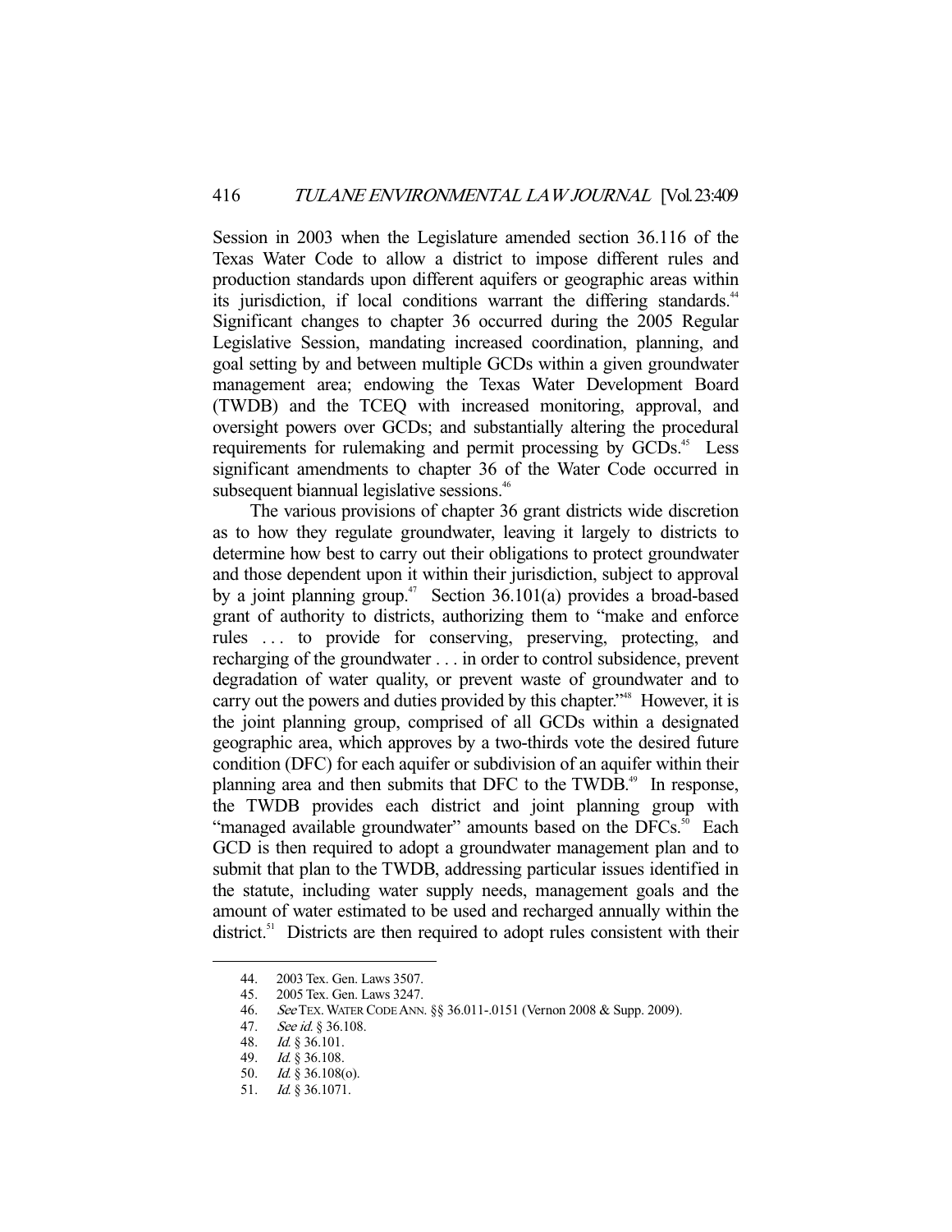Session in 2003 when the Legislature amended section 36.116 of the Texas Water Code to allow a district to impose different rules and production standards upon different aquifers or geographic areas within its jurisdiction, if local conditions warrant the differing standards.[44] Significant changes to chapter 36 occurred during the 2005 Regular Legislative Session, mandating increased coordination, planning, and goal setting by and between multiple GCDs within a given groundwater management area; endowing the Texas Water Development Board (TWDB) and the TCEQ with increased monitoring, approval, and oversight powers over GCDs; and substantially altering the procedural requirements for rulemaking and permit processing by GCDs.[45] Less significant amendments to chapter 36 of the Water Code occurred in subsequent biannual legislative sessions.[46]

The various provisions of chapter 36 grant districts wide discretion as to how they regulate groundwater, leaving it largely to districts to determine how best to carry out their obligations to protect groundwater and those dependent upon it within their jurisdiction, subject to approval by a joint planning group.[47] Section 36.101(a) provides a broad-based grant of authority to districts, authorizing them to "make and enforce rules . . . to provide for conserving, preserving, protecting, and recharging of the groundwater . . . in order to control subsidence, prevent degradation of water quality, or prevent waste of groundwater and to carry out the powers and duties provided by this chapter."[48] However, it is the joint planning group, comprised of all GCDs within a designated geographic area, which approves by a two-thirds vote the desired future condition (DFC) for each aquifer or subdivision of an aquifer within their planning area and then submits that DFC to the TWDB.[49] In response, the TWDB provides each district and joint planning group with "managed available groundwater" amounts based on the DFCs.[50] Each GCD is then required to adopt a groundwater management plan and to submit that plan to the TWDB, addressing particular issues identified in the statute, including water supply needs, management goals and the amount of water estimated to be used and recharged annually within the district.[51] Districts are then required to adopt rules consistent with their

---

44. 2003 Tex. Gen. Laws 3507.
45. 2005 Tex. Gen. Laws 3247.
46. *See* TEX. WATER CODE ANN. §§ 36.011-.0151 (Vernon 2008 & Supp. 2009).
47. *See id.* § 36.108.
48. *Id.* § 36.101.
49. *Id.* § 36.108.
50. *Id.* § 36.108(o).
51. *Id.* § 36.1071.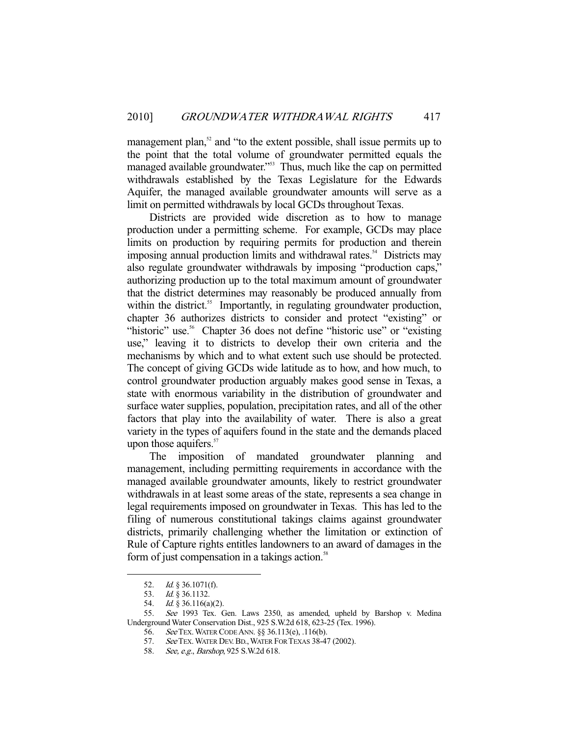management plan,[52] and "to the extent possible, shall issue permits up to the point that the total volume of groundwater permitted equals the managed available groundwater."[53] Thus, much like the cap on permitted withdrawals established by the Texas Legislature for the Edwards Aquifer, the managed available groundwater amounts will serve as a limit on permitted withdrawals by local GCDs throughout Texas.

Districts are provided wide discretion as to how to manage production under a permitting scheme. For example, GCDs may place limits on production by requiring permits for production and therein imposing annual production limits and withdrawal rates.[54] Districts may also regulate groundwater withdrawals by imposing "production caps," authorizing production up to the total maximum amount of groundwater that the district determines may reasonably be produced annually from within the district.[55] Importantly, in regulating groundwater production, chapter 36 authorizes districts to consider and protect "existing" or "historic" use.[56] Chapter 36 does not define "historic use" or "existing use," leaving it to districts to develop their own criteria and the mechanisms by which and to what extent such use should be protected. The concept of giving GCDs wide latitude as to how, and how much, to control groundwater production arguably makes good sense in Texas, a state with enormous variability in the distribution of groundwater and surface water supplies, population, precipitation rates, and all of the other factors that play into the availability of water. There is also a great variety in the types of aquifers found in the state and the demands placed upon those aquifers.[57]

The imposition of mandated groundwater planning and management, including permitting requirements in accordance with the managed available groundwater amounts, likely to restrict groundwater withdrawals in at least some areas of the state, represents a sea change in legal requirements imposed on groundwater in Texas. This has led to the filing of numerous constitutional takings claims against groundwater districts, primarily challenging whether the limitation or extinction of Rule of Capture rights entitles landowners to an award of damages in the form of just compensation in a takings action.[58]

---

52. *Id.* § 36.1071(f).

53. *Id.* § 36.1132.

54. *Id.* § 36.116(a)(2).

55. *See* 1993 Tex. Gen. Laws 2350, as amended, upheld by Barshop v. Medina Underground Water Conservation Dist., 925 S.W.2d 618, 623-25 (Tex. 1996).

56. *See* TEX. WATER CODE ANN. §§ 36.113(e), .116(b).

57. *See* TEX. WATER DEV. BD., WATER FOR TEXAS 38-47 (2002).

58. *See, e.g.*, *Barshop*, 925 S.W.2d 618.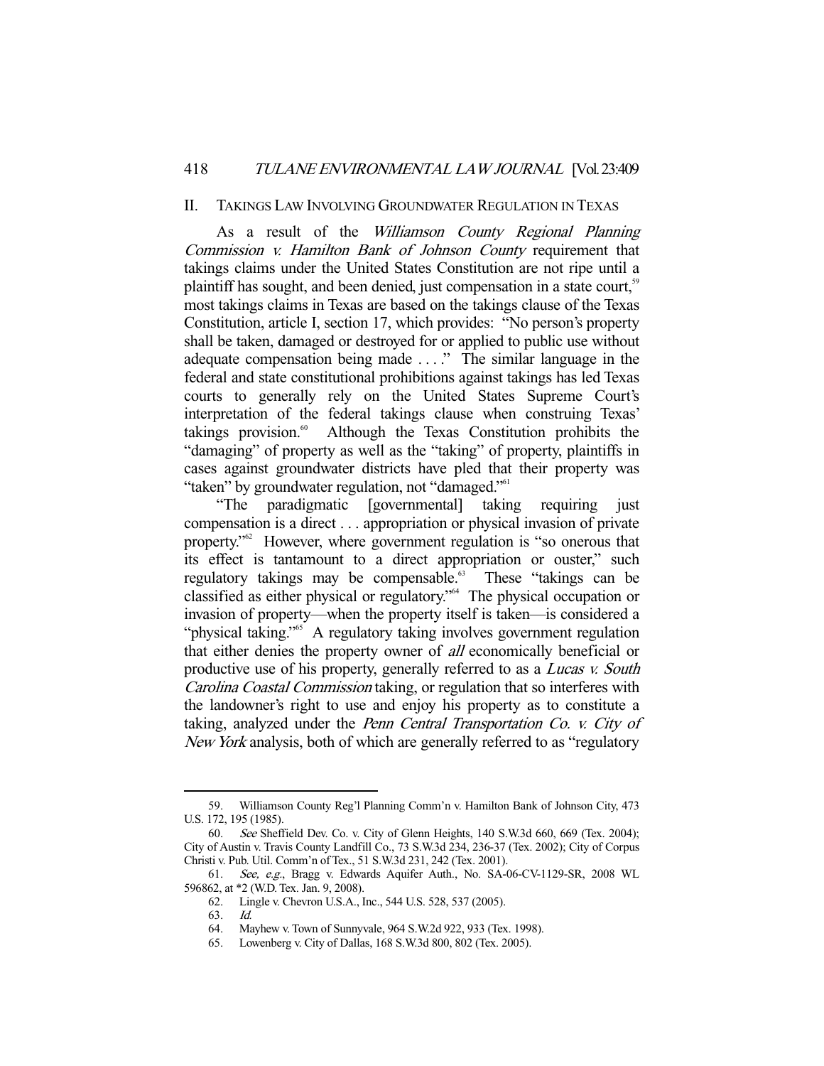## II. TAKINGS LAW INVOLVING GROUNDWATER REGULATION IN TEXAS

As a result of the *Williamson County Regional Planning Commission v. Hamilton Bank of Johnson County* requirement that takings claims under the United States Constitution are not ripe until a plaintiff has sought, and been denied, just compensation in a state court,[59] most takings claims in Texas are based on the takings clause of the Texas Constitution, article I, section 17, which provides: "No person's property shall be taken, damaged or destroyed for or applied to public use without adequate compensation being made . . . ." The similar language in the federal and state constitutional prohibitions against takings has led Texas courts to generally rely on the United States Supreme Court's interpretation of the federal takings clause when construing Texas' takings provision.[60] Although the Texas Constitution prohibits the "damaging" of property as well as the "taking" of property, plaintiffs in cases against groundwater districts have pled that their property was "taken" by groundwater regulation, not "damaged."[61]

"The paradigmatic [governmental] taking requiring just compensation is a direct . . . appropriation or physical invasion of private property."[62] However, where government regulation is "so onerous that its effect is tantamount to a direct appropriation or ouster," such regulatory takings may be compensable.[63] These "takings can be classified as either physical or regulatory."[64] The physical occupation or invasion of property—when the property itself is taken—is considered a "physical taking."[65] A regulatory taking involves government regulation that either denies the property owner of *all* economically beneficial or productive use of his property, generally referred to as a *Lucas v. South Carolina Coastal Commission* taking, or regulation that so interferes with the landowner's right to use and enjoy his property as to constitute a taking, analyzed under the *Penn Central Transportation Co. v. City of New York* analysis, both of which are generally referred to as "regulatory

---

59. Williamson County Reg'l Planning Comm'n v. Hamilton Bank of Johnson City, 473 U.S. 172, 195 (1985).

60. *See* Sheffield Dev. Co. v. City of Glenn Heights, 140 S.W.3d 660, 669 (Tex. 2004); City of Austin v. Travis County Landfill Co., 73 S.W.3d 234, 236-37 (Tex. 2002); City of Corpus Christi v. Pub. Util. Comm'n of Tex., 51 S.W.3d 231, 242 (Tex. 2001).

61. *See, e.g.*, Bragg v. Edwards Aquifer Auth., No. SA-06-CV-1129-SR, 2008 WL 596862, at *2 (W.D. Tex. Jan. 9, 2008).

62. Lingle v. Chevron U.S.A., Inc., 544 U.S. 528, 537 (2005).

63. *Id.*

64. Mayhew v. Town of Sunnyvale, 964 S.W.2d 922, 933 (Tex. 1998).

65. Lowenberg v. City of Dallas, 168 S.W.3d 800, 802 (Tex. 2005).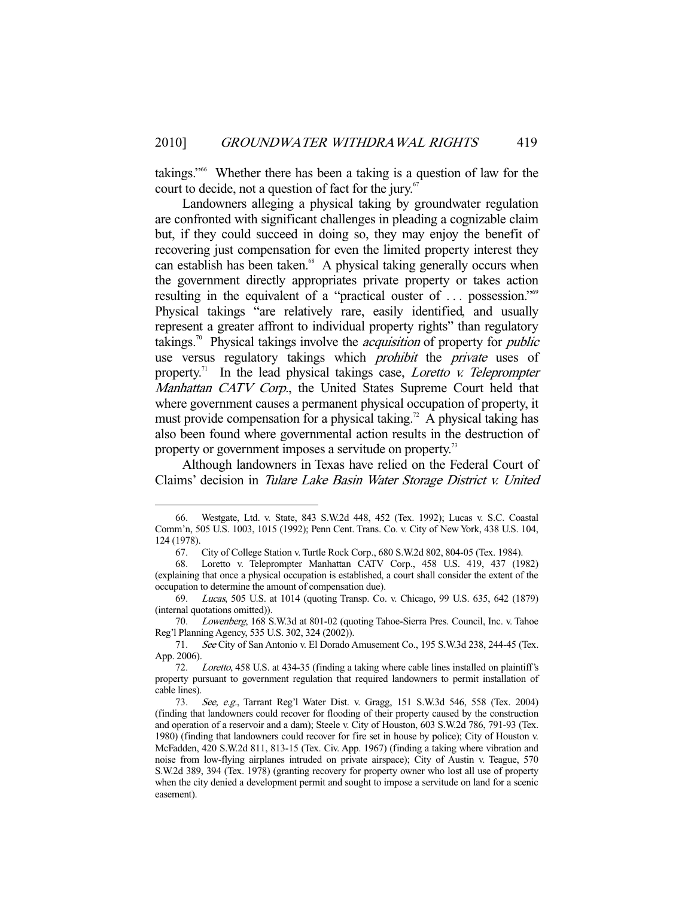takings."[66] Whether there has been a taking is a question of law for the court to decide, not a question of fact for the jury.[67]

Landowners alleging a physical taking by groundwater regulation are confronted with significant challenges in pleading a cognizable claim but, if they could succeed in doing so, they may enjoy the benefit of recovering just compensation for even the limited property interest they can establish has been taken.[68] A physical taking generally occurs when the government directly appropriates private property or takes action resulting in the equivalent of a "practical ouster of . . . possession."[69] Physical takings "are relatively rare, easily identified, and usually represent a greater affront to individual property rights" than regulatory takings.[70] Physical takings involve the *acquisition* of property for *public* use versus regulatory takings which *prohibit* the *private* uses of property.[71] In the lead physical takings case, *Loretto v. Teleprompter Manhattan CATV Corp.*, the United States Supreme Court held that where government causes a permanent physical occupation of property, it must provide compensation for a physical taking.[72] A physical taking has also been found where governmental action results in the destruction of property or government imposes a servitude on property.[73]

Although landowners in Texas have relied on the Federal Court of Claims' decision in *Tulare Lake Basin Water Storage District v. United*

---

66. Westgate, Ltd. v. State, 843 S.W.2d 448, 452 (Tex. 1992); Lucas v. S.C. Coastal Comm'n, 505 U.S. 1003, 1015 (1992); Penn Cent. Trans. Co. v. City of New York, 438 U.S. 104, 124 (1978).

67. City of College Station v. Turtle Rock Corp., 680 S.W.2d 802, 804-05 (Tex. 1984).

68. Loretto v. Teleprompter Manhattan CATV Corp., 458 U.S. 419, 437 (1982) (explaining that once a physical occupation is established, a court shall consider the extent of the occupation to determine the amount of compensation due).

69. *Lucas*, 505 U.S. at 1014 (quoting Transp. Co. v. Chicago, 99 U.S. 635, 642 (1879) (internal quotations omitted)).

70. *Lowenberg*, 168 S.W.3d at 801-02 (quoting Tahoe-Sierra Pres. Council, Inc. v. Tahoe Reg'l Planning Agency, 535 U.S. 302, 324 (2002)).

71. *See* City of San Antonio v. El Dorado Amusement Co., 195 S.W.3d 238, 244-45 (Tex. App. 2006).

72. *Loretto*, 458 U.S. at 434-35 (finding a taking where cable lines installed on plaintiff's property pursuant to government regulation that required landowners to permit installation of cable lines).

73. *See, e.g.*, Tarrant Reg'l Water Dist. v. Gragg, 151 S.W.3d 546, 558 (Tex. 2004) (finding that landowners could recover for flooding of their property caused by the construction and operation of a reservoir and a dam); Steele v. City of Houston, 603 S.W.2d 786, 791-93 (Tex. 1980) (finding that landowners could recover for fire set in house by police); City of Houston v. McFadden, 420 S.W.2d 811, 813-15 (Tex. Civ. App. 1967) (finding a taking where vibration and noise from low-flying airplanes intruded on private airspace); City of Austin v. Teague, 570 S.W.2d 389, 394 (Tex. 1978) (granting recovery for property owner who lost all use of property when the city denied a development permit and sought to impose a servitude on land for a scenic easement).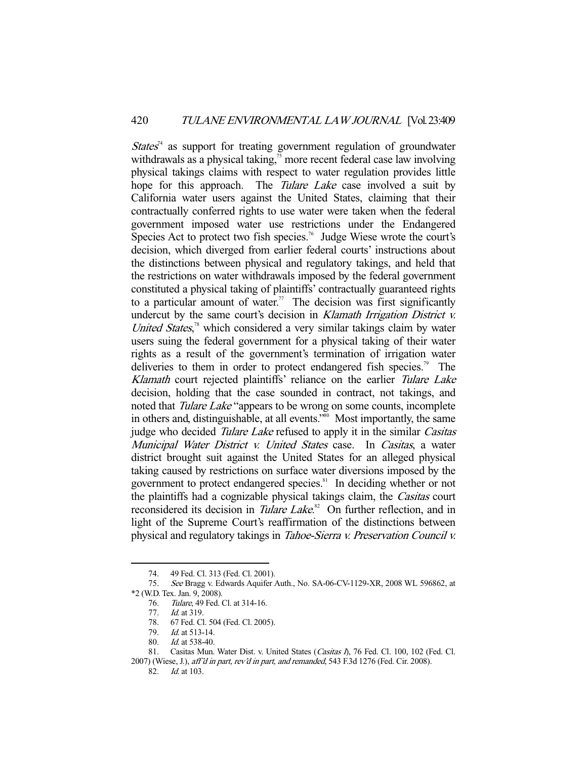*States*[74] as support for treating government regulation of groundwater withdrawals as a physical taking,[75] more recent federal case law involving physical takings claims with respect to water regulation provides little hope for this approach. The *Tulare Lake* case involved a suit by California water users against the United States, claiming that their contractually conferred rights to use water were taken when the federal government imposed water use restrictions under the Endangered Species Act to protect two fish species.[76] Judge Wiese wrote the court's decision, which diverged from earlier federal courts' instructions about the distinctions between physical and regulatory takings, and held that the restrictions on water withdrawals imposed by the federal government constituted a physical taking of plaintiffs' contractually guaranteed rights to a particular amount of water.[77] The decision was first significantly undercut by the same court's decision in *Klamath Irrigation District v. United States*,[78] which considered a very similar takings claim by water users suing the federal government for a physical taking of their water rights as a result of the government's termination of irrigation water deliveries to them in order to protect endangered fish species.[79] The *Klamath* court rejected plaintiffs' reliance on the earlier *Tulare Lake* decision, holding that the case sounded in contract, not takings, and noted that *Tulare Lake* "appears to be wrong on some counts, incomplete in others and, distinguishable, at all events."[80] Most importantly, the same judge who decided *Tulare Lake* refused to apply it in the similar *Casitas Municipal Water District v. United States* case. In *Casitas*, a water district brought suit against the United States for an alleged physical taking caused by restrictions on surface water diversions imposed by the government to protect endangered species.[81] In deciding whether or not the plaintiffs had a cognizable physical takings claim, the *Casitas* court reconsidered its decision in *Tulare Lake*.[82] On further reflection, and in light of the Supreme Court's reaffirmation of the distinctions between physical and regulatory takings in *Tahoe-Sierra v. Preservation Council v.*

---

74. 49 Fed. Cl. 313 (Fed. Cl. 2001).

75. *See* Bragg v. Edwards Aquifer Auth., No. SA-06-CV-1129-XR, 2008 WL 596862, at *2 (W.D. Tex. Jan. 9, 2008).

76. *Tulare*, 49 Fed. Cl. at 314-16.

77. *Id.* at 319.

78. 67 Fed. Cl. 504 (Fed. Cl. 2005).

79. *Id.* at 513-14.

80. *Id.* at 538-40.

81. Casitas Mun. Water Dist. v. United States (*Casitas I*), 76 Fed. Cl. 100, 102 (Fed. Cl. 2007) (Wiese, J.), *aff'd in part, rev'd in part, and remanded*, 543 F.3d 1276 (Fed. Cir. 2008).

82. *Id.* at 103.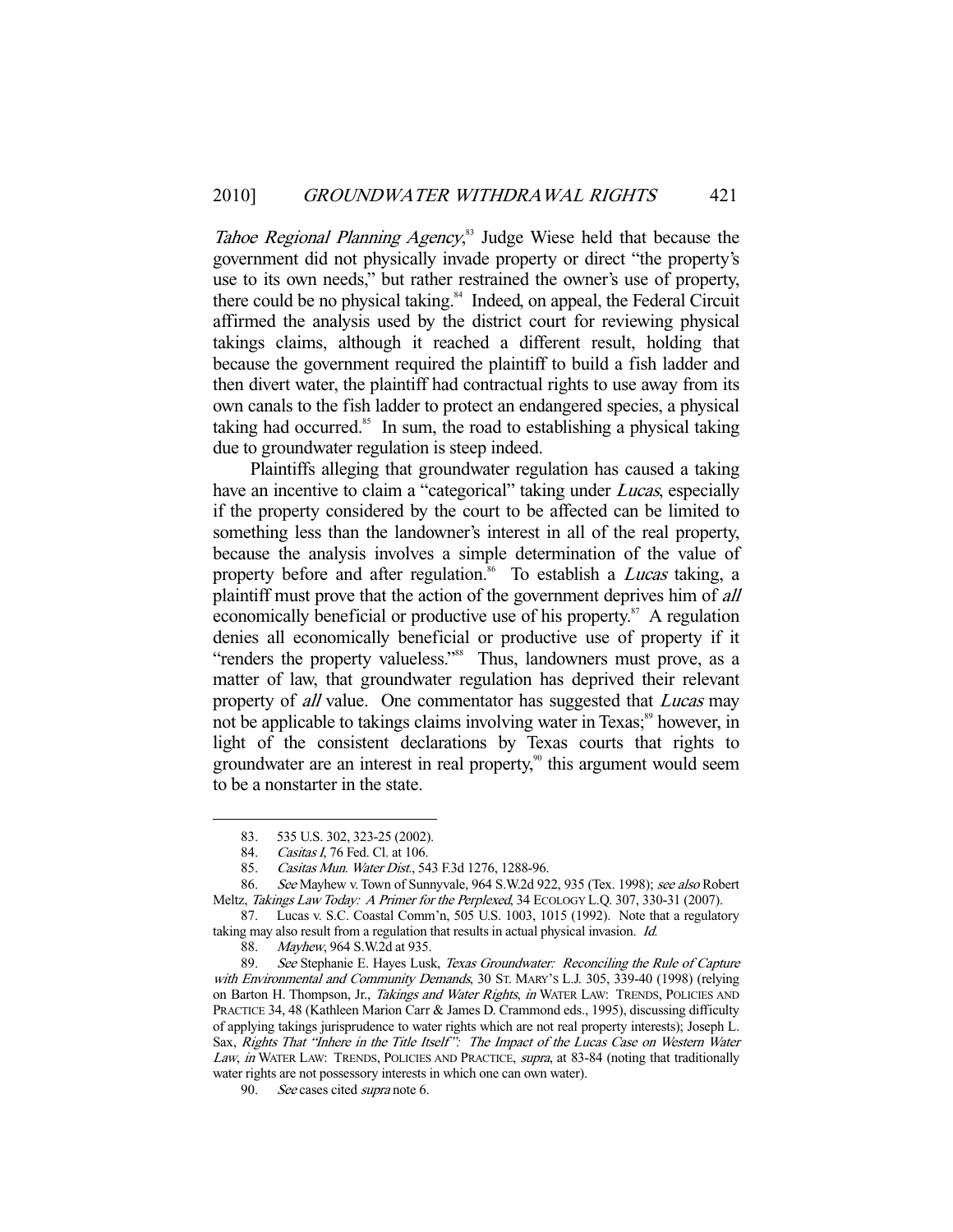*Tahoe Regional Planning Agency*,[83] Judge Wiese held that because the government did not physically invade property or direct "the property's use to its own needs," but rather restrained the owner's use of property, there could be no physical taking.[84] Indeed, on appeal, the Federal Circuit affirmed the analysis used by the district court for reviewing physical takings claims, although it reached a different result, holding that because the government required the plaintiff to build a fish ladder and then divert water, the plaintiff had contractual rights to use away from its own canals to the fish ladder to protect an endangered species, a physical taking had occurred.[85] In sum, the road to establishing a physical taking due to groundwater regulation is steep indeed.

Plaintiffs alleging that groundwater regulation has caused a taking have an incentive to claim a "categorical" taking under *Lucas*, especially if the property considered by the court to be affected can be limited to something less than the landowner's interest in all of the real property, because the analysis involves a simple determination of the value of property before and after regulation.[86] To establish a *Lucas* taking, a plaintiff must prove that the action of the government deprives him of *all* economically beneficial or productive use of his property.[87] A regulation denies all economically beneficial or productive use of property if it "renders the property valueless."[88] Thus, landowners must prove, as a matter of law, that groundwater regulation has deprived their relevant property of *all* value. One commentator has suggested that *Lucas* may not be applicable to takings claims involving water in Texas;[89] however, in light of the consistent declarations by Texas courts that rights to groundwater are an interest in real property,[90] this argument would seem to be a nonstarter in the state.

---

83. 535 U.S. 302, 323-25 (2002).

84. *Casitas I*, 76 Fed. Cl. at 106.

85. *Casitas Mun. Water Dist.*, 543 F.3d 1276, 1288-96.

86. *See* Mayhew v. Town of Sunnyvale, 964 S.W.2d 922, 935 (Tex. 1998); *see also* Robert Meltz, *Takings Law Today: A Primer for the Perplexed*, 34 ECOLOGY L.Q. 307, 330-31 (2007).

87. Lucas v. S.C. Coastal Comm'n, 505 U.S. 1003, 1015 (1992). Note that a regulatory taking may also result from a regulation that results in actual physical invasion. *Id.*

88. *Mayhew*, 964 S.W.2d at 935.

89. *See* Stephanie E. Hayes Lusk, *Texas Groundwater: Reconciling the Rule of Capture with Environmental and Community Demands*, 30 ST. MARY'S L.J. 305, 339-40 (1998) (relying on Barton H. Thompson, Jr., *Takings and Water Rights*, *in* WATER LAW: TRENDS, POLICIES AND PRACTICE 34, 48 (Kathleen Marion Carr & James D. Crammond eds., 1995), discussing difficulty of applying takings jurisprudence to water rights which are not real property interests); Joseph L. Sax, *Rights That "Inhere in the Title Itself": The Impact of the Lucas Case on Western Water Law*, *in* WATER LAW: TRENDS, POLICIES AND PRACTICE, *supra*, at 83-84 (noting that traditionally water rights are not possessory interests in which one can own water).

90. *See* cases cited *supra* note 6.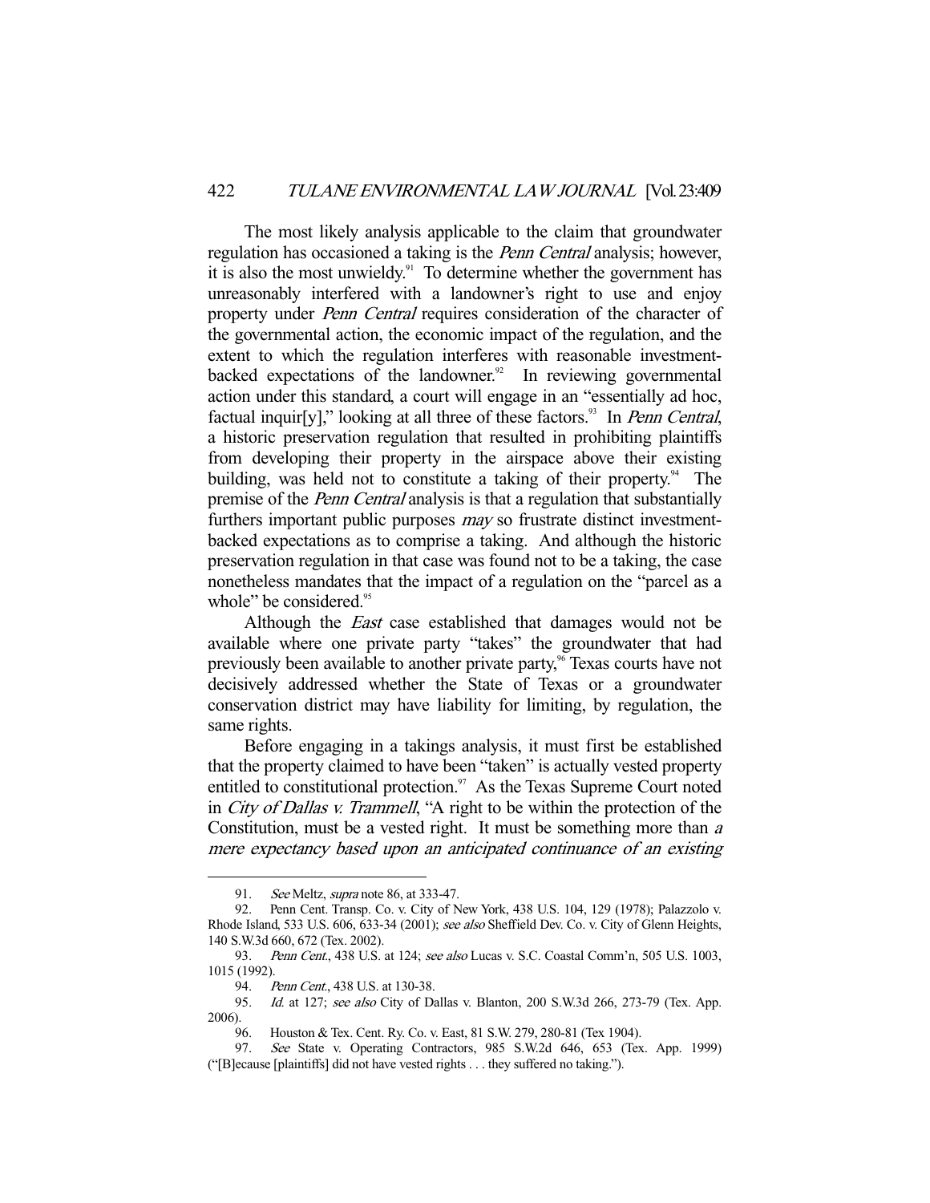The most likely analysis applicable to the claim that groundwater regulation has occasioned a taking is the *Penn Central* analysis; however, it is also the most unwieldy.[91] To determine whether the government has unreasonably interfered with a landowner's right to use and enjoy property under *Penn Central* requires consideration of the character of the governmental action, the economic impact of the regulation, and the extent to which the regulation interferes with reasonable investment-backed expectations of the landowner.[92] In reviewing governmental action under this standard, a court will engage in an "essentially ad hoc, factual inquir[y]," looking at all three of these factors.[93] In *Penn Central*, a historic preservation regulation that resulted in prohibiting plaintiffs from developing their property in the airspace above their existing building, was held not to constitute a taking of their property.[94] The premise of the *Penn Central* analysis is that a regulation that substantially furthers important public purposes *may* so frustrate distinct investment-backed expectations as to comprise a taking. And although the historic preservation regulation in that case was found not to be a taking, the case nonetheless mandates that the impact of a regulation on the "parcel as a whole" be considered.[95]

Although the *East* case established that damages would not be available where one private party "takes" the groundwater that had previously been available to another private party,[96] Texas courts have not decisively addressed whether the State of Texas or a groundwater conservation district may have liability for limiting, by regulation, the same rights.

Before engaging in a takings analysis, it must first be established that the property claimed to have been "taken" is actually vested property entitled to constitutional protection.[97] As the Texas Supreme Court noted in *City of Dallas v. Trammell*, "A right to be within the protection of the Constitution, must be a vested right. It must be something more than *a mere expectancy based upon an anticipated continuance of an existing*

---

91. *See* Meltz, *supra* note 86, at 333-47.

92. Penn Cent. Transp. Co. v. City of New York, 438 U.S. 104, 129 (1978); Palazzolo v. Rhode Island, 533 U.S. 606, 633-34 (2001); *see also* Sheffield Dev. Co. v. City of Glenn Heights, 140 S.W.3d 660, 672 (Tex. 2002).

93. *Penn Cent.*, 438 U.S. at 124; *see also* Lucas v. S.C. Coastal Comm'n, 505 U.S. 1003, 1015 (1992).

94. *Penn Cent.*, 438 U.S. at 130-38.

95. *Id.* at 127; *see also* City of Dallas v. Blanton, 200 S.W.3d 266, 273-79 (Tex. App. 2006).

96. Houston & Tex. Cent. Ry. Co. v. East, 81 S.W. 279, 280-81 (Tex 1904).

97. *See* State v. Operating Contractors, 985 S.W.2d 646, 653 (Tex. App. 1999) ("[B]ecause [plaintiffs] did not have vested rights . . . they suffered no taking.").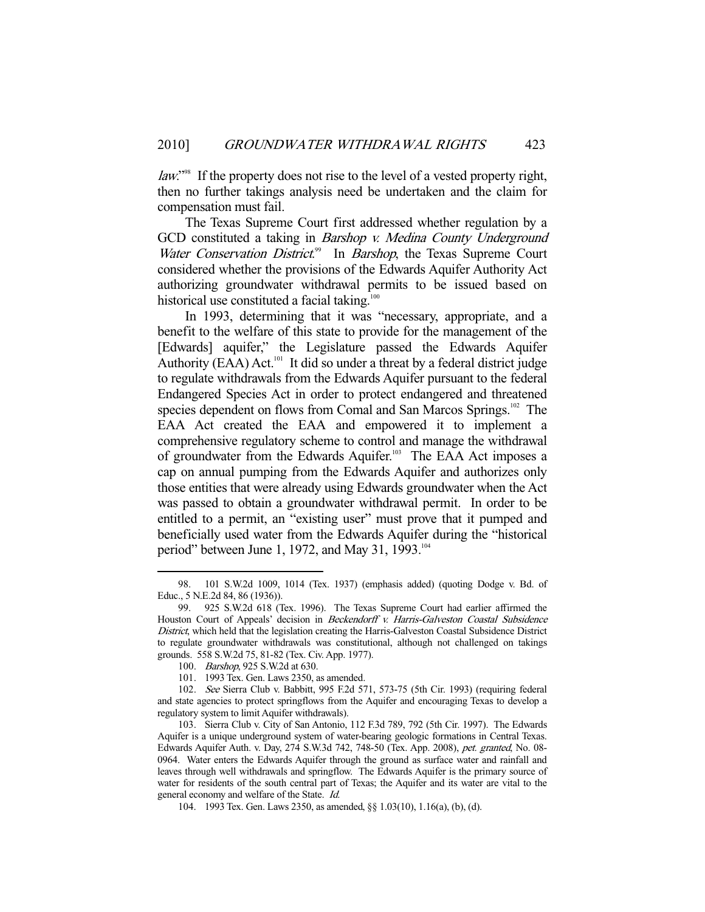*law*."[98] If the property does not rise to the level of a vested property right, then no further takings analysis need be undertaken and the claim for compensation must fail.

The Texas Supreme Court first addressed whether regulation by a GCD constituted a taking in *Barshop v. Medina County Underground Water Conservation District*.[99] In *Barshop*, the Texas Supreme Court considered whether the provisions of the Edwards Aquifer Authority Act authorizing groundwater withdrawal permits to be issued based on historical use constituted a facial taking.[100]

In 1993, determining that it was "necessary, appropriate, and a benefit to the welfare of this state to provide for the management of the [Edwards] aquifer," the Legislature passed the Edwards Aquifer Authority (EAA) Act.[101] It did so under a threat by a federal district judge to regulate withdrawals from the Edwards Aquifer pursuant to the federal Endangered Species Act in order to protect endangered and threatened species dependent on flows from Comal and San Marcos Springs.[102] The EAA Act created the EAA and empowered it to implement a comprehensive regulatory scheme to control and manage the withdrawal of groundwater from the Edwards Aquifer.[103] The EAA Act imposes a cap on annual pumping from the Edwards Aquifer and authorizes only those entities that were already using Edwards groundwater when the Act was passed to obtain a groundwater withdrawal permit. In order to be entitled to a permit, an "existing user" must prove that it pumped and beneficially used water from the Edwards Aquifer during the "historical period" between June 1, 1972, and May 31, 1993.[104]

---

98. 101 S.W.2d 1009, 1014 (Tex. 1937) (emphasis added) (quoting Dodge v. Bd. of Educ., 5 N.E.2d 84, 86 (1936)).

99. 925 S.W.2d 618 (Tex. 1996). The Texas Supreme Court had earlier affirmed the Houston Court of Appeals' decision in *Beckendorff v. Harris-Galveston Coastal Subsidence District*, which held that the legislation creating the Harris-Galveston Coastal Subsidence District to regulate groundwater withdrawals was constitutional, although not challenged on takings grounds. 558 S.W.2d 75, 81-82 (Tex. Civ. App. 1977).

100. *Barshop*, 925 S.W.2d at 630.

101. 1993 Tex. Gen. Laws 2350, as amended.

102. *See* Sierra Club v. Babbitt, 995 F.2d 571, 573-75 (5th Cir. 1993) (requiring federal and state agencies to protect springflows from the Aquifer and encouraging Texas to develop a regulatory system to limit Aquifer withdrawals).

103. Sierra Club v. City of San Antonio, 112 F.3d 789, 792 (5th Cir. 1997). The Edwards Aquifer is a unique underground system of water-bearing geologic formations in Central Texas. Edwards Aquifer Auth. v. Day, 274 S.W.3d 742, 748-50 (Tex. App. 2008), *pet. granted*, No. 08-0964. Water enters the Edwards Aquifer through the ground as surface water and rainfall and leaves through well withdrawals and springflow. The Edwards Aquifer is the primary source of water for residents of the south central part of Texas; the Aquifer and its water are vital to the general economy and welfare of the State. *Id.*

104. 1993 Tex. Gen. Laws 2350, as amended, §§ 1.03(10), 1.16(a), (b), (d).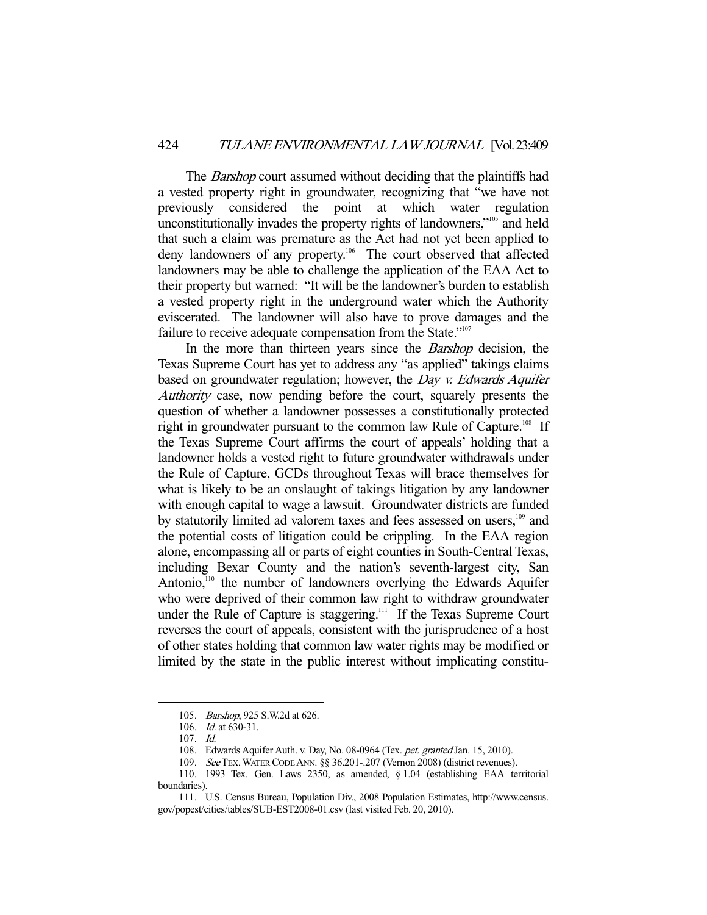The *Barshop* court assumed without deciding that the plaintiffs had a vested property right in groundwater, recognizing that "we have not previously considered the point at which water regulation unconstitutionally invades the property rights of landowners,"[105] and held that such a claim was premature as the Act had not yet been applied to deny landowners of any property.[106] The court observed that affected landowners may be able to challenge the application of the EAA Act to their property but warned: "It will be the landowner's burden to establish a vested property right in the underground water which the Authority eviscerated. The landowner will also have to prove damages and the failure to receive adequate compensation from the State."[107]

In the more than thirteen years since the *Barshop* decision, the Texas Supreme Court has yet to address any "as applied" takings claims based on groundwater regulation; however, the *Day v. Edwards Aquifer Authority* case, now pending before the court, squarely presents the question of whether a landowner possesses a constitutionally protected right in groundwater pursuant to the common law Rule of Capture.[108] If the Texas Supreme Court affirms the court of appeals' holding that a landowner holds a vested right to future groundwater withdrawals under the Rule of Capture, GCDs throughout Texas will brace themselves for what is likely to be an onslaught of takings litigation by any landowner with enough capital to wage a lawsuit. Groundwater districts are funded by statutorily limited ad valorem taxes and fees assessed on users,[109] and the potential costs of litigation could be crippling. In the EAA region alone, encompassing all or parts of eight counties in South-Central Texas, including Bexar County and the nation's seventh-largest city, San Antonio,[110] the number of landowners overlying the Edwards Aquifer who were deprived of their common law right to withdraw groundwater under the Rule of Capture is staggering.[111] If the Texas Supreme Court reverses the court of appeals, consistent with the jurisprudence of a host of other states holding that common law water rights may be modified or limited by the state in the public interest without implicating constitu-

---

105. *Barshop*, 925 S.W.2d at 626.

106. *Id.* at 630-31.

107. *Id.*

108. Edwards Aquifer Auth. v. Day, No. 08-0964 (Tex. *pet. granted* Jan. 15, 2010).

109. *See* TEX. WATER CODE ANN. §§ 36.201-.207 (Vernon 2008) (district revenues).

110. 1993 Tex. Gen. Laws 2350, as amended, § 1.04 (establishing EAA territorial boundaries).

111. U.S. Census Bureau, Population Div., 2008 Population Estimates, http://www.census.gov/popest/cities/tables/SUB-EST2008-01.csv (last visited Feb. 20, 2010).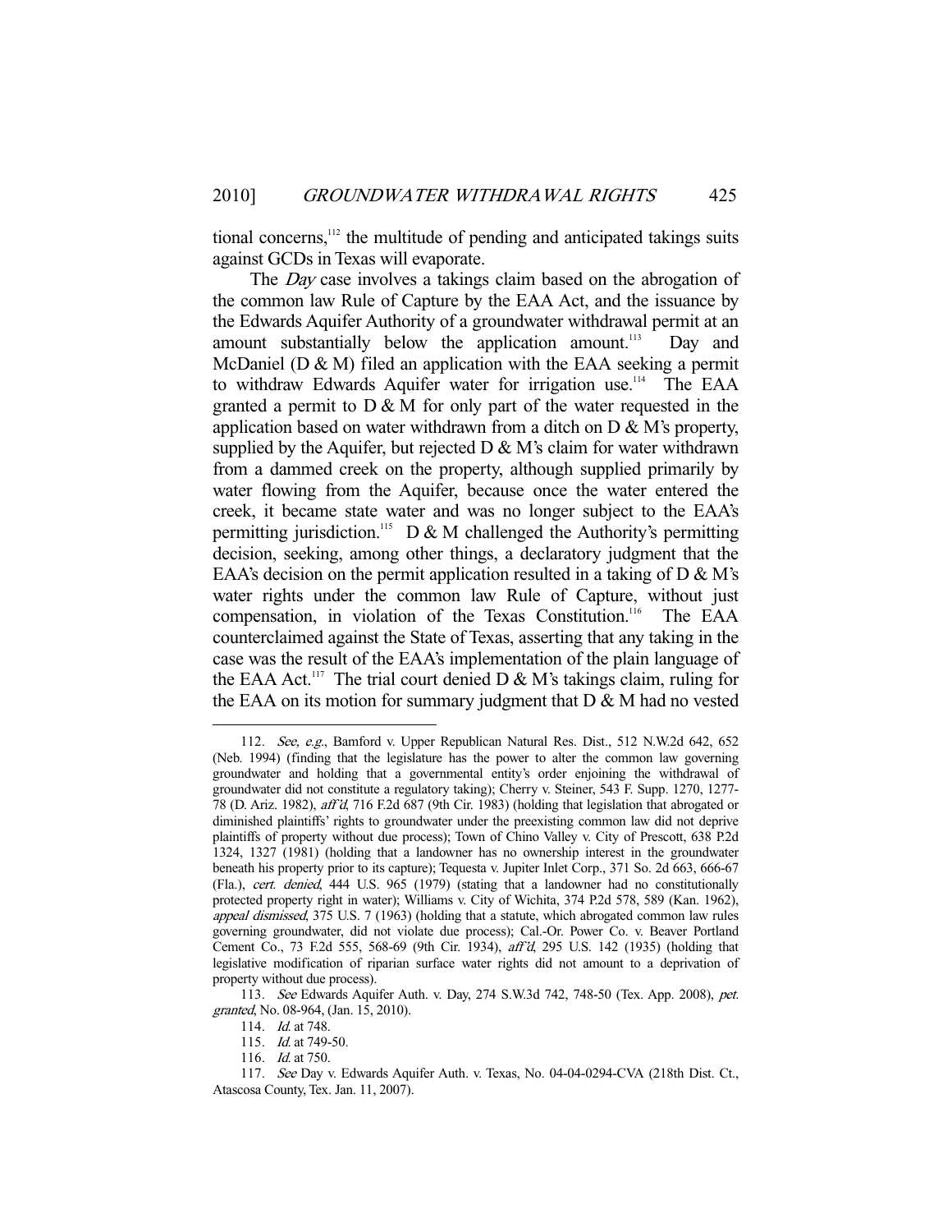tional concerns,[112] the multitude of pending and anticipated takings suits against GCDs in Texas will evaporate.

The *Day* case involves a takings claim based on the abrogation of the common law Rule of Capture by the EAA Act, and the issuance by the Edwards Aquifer Authority of a groundwater withdrawal permit at an amount substantially below the application amount.[113] Day and McDaniel (D & M) filed an application with the EAA seeking a permit to withdraw Edwards Aquifer water for irrigation use.[114] The EAA granted a permit to D & M for only part of the water requested in the application based on water withdrawn from a ditch on D & M's property, supplied by the Aquifer, but rejected D & M's claim for water withdrawn from a dammed creek on the property, although supplied primarily by water flowing from the Aquifer, because once the water entered the creek, it became state water and was no longer subject to the EAA's permitting jurisdiction.[115] D & M challenged the Authority's permitting decision, seeking, among other things, a declaratory judgment that the EAA's decision on the permit application resulted in a taking of D & M's water rights under the common law Rule of Capture, without just compensation, in violation of the Texas Constitution.[116] The EAA counterclaimed against the State of Texas, asserting that any taking in the case was the result of the EAA's implementation of the plain language of the EAA Act.[117] The trial court denied D & M's takings claim, ruling for the EAA on its motion for summary judgment that D & M had no vested

---

112. *See, e.g.*, Bamford v. Upper Republican Natural Res. Dist., 512 N.W.2d 642, 652 (Neb. 1994) (finding that the legislature has the power to alter the common law governing groundwater and holding that a governmental entity's order enjoining the withdrawal of groundwater did not constitute a regulatory taking); Cherry v. Steiner, 543 F. Supp. 1270, 1277-78 (D. Ariz. 1982), *aff'd*, 716 F.2d 687 (9th Cir. 1983) (holding that legislation that abrogated or diminished plaintiffs' rights to groundwater under the preexisting common law did not deprive plaintiffs of property without due process); Town of Chino Valley v. City of Prescott, 638 P.2d 1324, 1327 (1981) (holding that a landowner has no ownership interest in the groundwater beneath his property prior to its capture); Tequesta v. Jupiter Inlet Corp., 371 So. 2d 663, 666-67 (Fla.), *cert. denied*, 444 U.S. 965 (1979) (stating that a landowner had no constitutionally protected property right in water); Williams v. City of Wichita, 374 P.2d 578, 589 (Kan. 1962), *appeal dismissed*, 375 U.S. 7 (1963) (holding that a statute, which abrogated common law rules governing groundwater, did not violate due process); Cal.-Or. Power Co. v. Beaver Portland Cement Co., 73 F.2d 555, 568-69 (9th Cir. 1934), *aff'd*, 295 U.S. 142 (1935) (holding that legislative modification of riparian surface water rights did not amount to a deprivation of property without due process).

113. *See* Edwards Aquifer Auth. v. Day, 274 S.W.3d 742, 748-50 (Tex. App. 2008), *pet. granted*, No. 08-964, (Jan. 15, 2010).

114. *Id.* at 748.

115. *Id.* at 749-50.

116. *Id.* at 750.

117. *See* Day v. Edwards Aquifer Auth. v. Texas, No. 04-04-0294-CVA (218th Dist. Ct., Atascosa County, Tex. Jan. 11, 2007).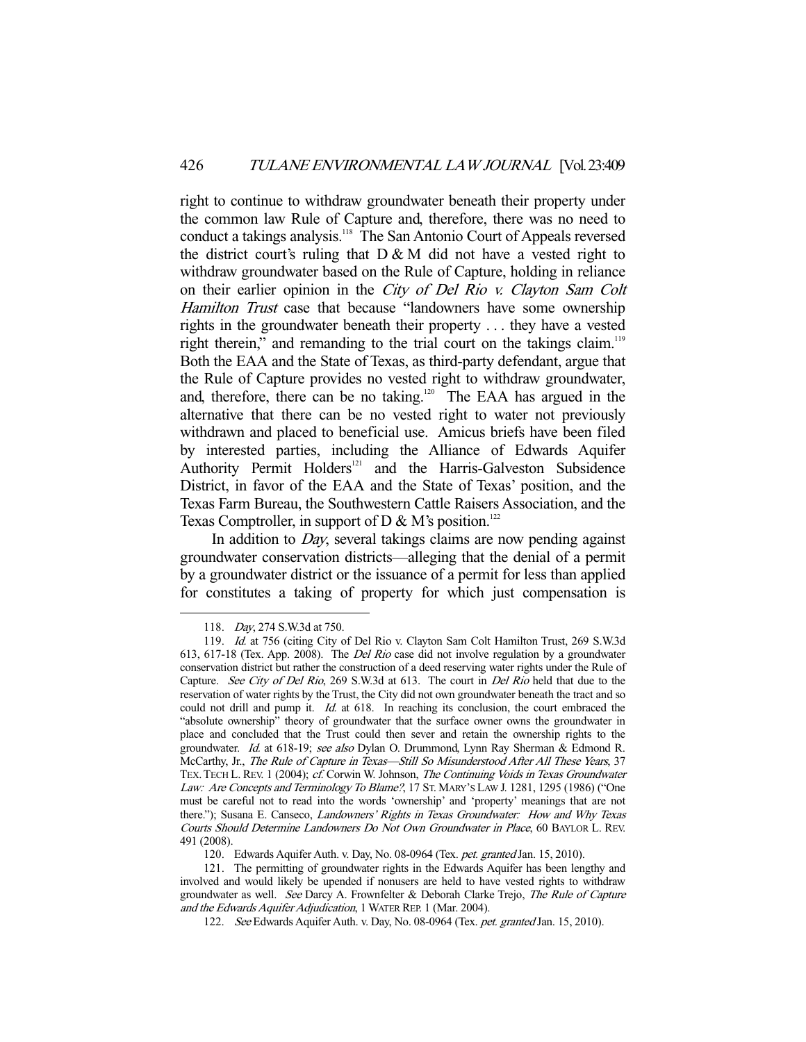right to continue to withdraw groundwater beneath their property under the common law Rule of Capture and, therefore, there was no need to conduct a takings analysis.[118] The San Antonio Court of Appeals reversed the district court's ruling that D & M did not have a vested right to withdraw groundwater based on the Rule of Capture, holding in reliance on their earlier opinion in the *City of Del Rio v. Clayton Sam Colt Hamilton Trust* case that because "landowners have some ownership rights in the groundwater beneath their property . . . they have a vested right therein," and remanding to the trial court on the takings claim.[119] Both the EAA and the State of Texas, as third-party defendant, argue that the Rule of Capture provides no vested right to withdraw groundwater, and, therefore, there can be no taking.[120] The EAA has argued in the alternative that there can be no vested right to water not previously withdrawn and placed to beneficial use. Amicus briefs have been filed by interested parties, including the Alliance of Edwards Aquifer Authority Permit Holders[121] and the Harris-Galveston Subsidence District, in favor of the EAA and the State of Texas' position, and the Texas Farm Bureau, the Southwestern Cattle Raisers Association, and the Texas Comptroller, in support of D & M's position.[122]

In addition to *Day*, several takings claims are now pending against groundwater conservation districts—alleging that the denial of a permit by a groundwater district or the issuance of a permit for less than applied for constitutes a taking of property for which just compensation is

---

118. *Day*, 274 S.W.3d at 750.

119. *Id.* at 756 (citing City of Del Rio v. Clayton Sam Colt Hamilton Trust, 269 S.W.3d 613, 617-18 (Tex. App. 2008). The *Del Rio* case did not involve regulation by a groundwater conservation district but rather the construction of a deed reserving water rights under the Rule of Capture. *See City of Del Rio*, 269 S.W.3d at 613. The court in *Del Rio* held that due to the reservation of water rights by the Trust, the City did not own groundwater beneath the tract and so could not drill and pump it. *Id.* at 618. In reaching its conclusion, the court embraced the "absolute ownership" theory of groundwater that the surface owner owns the groundwater in place and concluded that the Trust could then sever and retain the ownership rights to the groundwater. *Id.* at 618-19; *see also* Dylan O. Drummond, Lynn Ray Sherman & Edmond R. McCarthy, Jr., *The Rule of Capture in Texas—Still So Misunderstood After All These Years*, 37 TEX. TECH L. REV. 1 (2004); *cf.* Corwin W. Johnson, *The Continuing Voids in Texas Groundwater Law: Are Concepts and Terminology To Blame?*, 17 ST. MARY'S LAW J. 1281, 1295 (1986) ("One must be careful not to read into the words 'ownership' and 'property' meanings that are not there."); Susana E. Canseco, *Landowners' Rights in Texas Groundwater: How and Why Texas Courts Should Determine Landowners Do Not Own Groundwater in Place*, 60 BAYLOR L. REV. 491 (2008).

120. Edwards Aquifer Auth. v. Day, No. 08-0964 (Tex. *pet. granted* Jan. 15, 2010).

121. The permitting of groundwater rights in the Edwards Aquifer has been lengthy and involved and would likely be upended if nonusers are held to have vested rights to withdraw groundwater as well. *See* Darcy A. Frownfelter & Deborah Clarke Trejo, *The Rule of Capture and the Edwards Aquifer Adjudication*, 1 WATER REP. 1 (Mar. 2004).

122. *See* Edwards Aquifer Auth. v. Day, No. 08-0964 (Tex. *pet. granted* Jan. 15, 2010).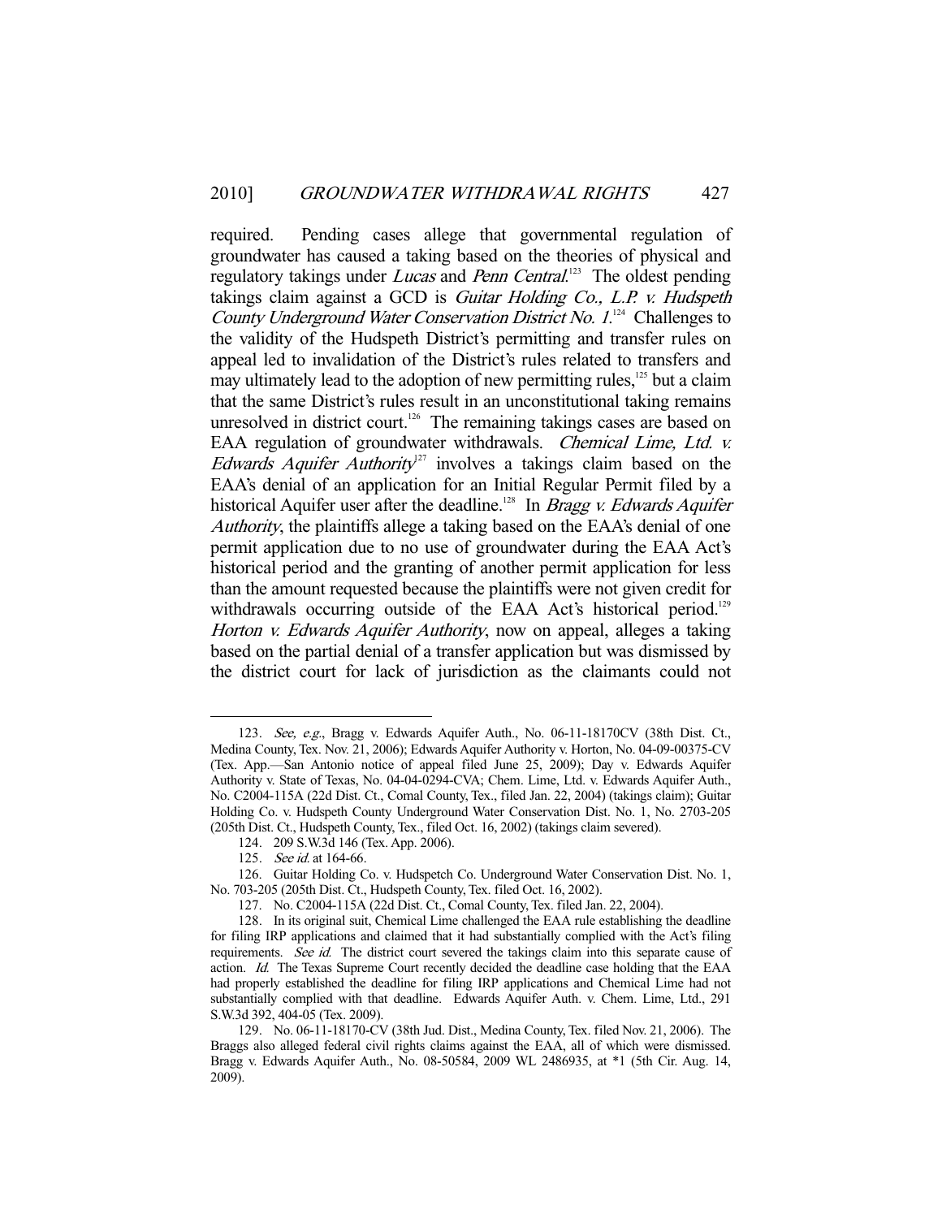required. Pending cases allege that governmental regulation of groundwater has caused a taking based on the theories of physical and regulatory takings under *Lucas* and *Penn Central*.[123] The oldest pending takings claim against a GCD is *Guitar Holding Co., L.P. v. Hudspeth County Underground Water Conservation District No. 1*.[124] Challenges to the validity of the Hudspeth District's permitting and transfer rules on appeal led to invalidation of the District's rules related to transfers and may ultimately lead to the adoption of new permitting rules,[125] but a claim that the same District's rules result in an unconstitutional taking remains unresolved in district court.[126] The remaining takings cases are based on EAA regulation of groundwater withdrawals. *Chemical Lime, Ltd. v. Edwards Aquifer Authority*[127] involves a takings claim based on the EAA's denial of an application for an Initial Regular Permit filed by a historical Aquifer user after the deadline.[128] In *Bragg v. Edwards Aquifer Authority*, the plaintiffs allege a taking based on the EAA's denial of one permit application due to no use of groundwater during the EAA Act's historical period and the granting of another permit application for less than the amount requested because the plaintiffs were not given credit for withdrawals occurring outside of the EAA Act's historical period.[129] *Horton v. Edwards Aquifer Authority*, now on appeal, alleges a taking based on the partial denial of a transfer application but was dismissed by the district court for lack of jurisdiction as the claimants could not

---

123. *See, e.g.*, Bragg v. Edwards Aquifer Auth., No. 06-11-18170CV (38th Dist. Ct., Medina County, Tex. Nov. 21, 2006); Edwards Aquifer Authority v. Horton, No. 04-09-00375-CV (Tex. App.—San Antonio notice of appeal filed June 25, 2009); Day v. Edwards Aquifer Authority v. State of Texas, No. 04-04-0294-CVA; Chem. Lime, Ltd. v. Edwards Aquifer Auth., No. C2004-115A (22d Dist. Ct., Comal County, Tex., filed Jan. 22, 2004) (takings claim); Guitar Holding Co. v. Hudspeth County Underground Water Conservation Dist. No. 1, No. 2703-205 (205th Dist. Ct., Hudspeth County, Tex., filed Oct. 16, 2002) (takings claim severed).

124. 209 S.W.3d 146 (Tex. App. 2006).

125. *See id.* at 164-66.

126. Guitar Holding Co. v. Hudspetch Co. Underground Water Conservation Dist. No. 1, No. 703-205 (205th Dist. Ct., Hudspeth County, Tex. filed Oct. 16, 2002).

127. No. C2004-115A (22d Dist. Ct., Comal County, Tex. filed Jan. 22, 2004).

128. In its original suit, Chemical Lime challenged the EAA rule establishing the deadline for filing IRP applications and claimed that it had substantially complied with the Act's filing requirements. *See id.* The district court severed the takings claim into this separate cause of action. *Id.* The Texas Supreme Court recently decided the deadline case holding that the EAA had properly established the deadline for filing IRP applications and Chemical Lime had not substantially complied with that deadline. Edwards Aquifer Auth. v. Chem. Lime, Ltd., 291 S.W.3d 392, 404-05 (Tex. 2009).

129. No. 06-11-18170-CV (38th Jud. Dist., Medina County, Tex. filed Nov. 21, 2006). The Braggs also alleged federal civil rights claims against the EAA, all of which were dismissed. Bragg v. Edwards Aquifer Auth., No. 08-50584, 2009 WL 2486935, at *1 (5th Cir. Aug. 14, 2009).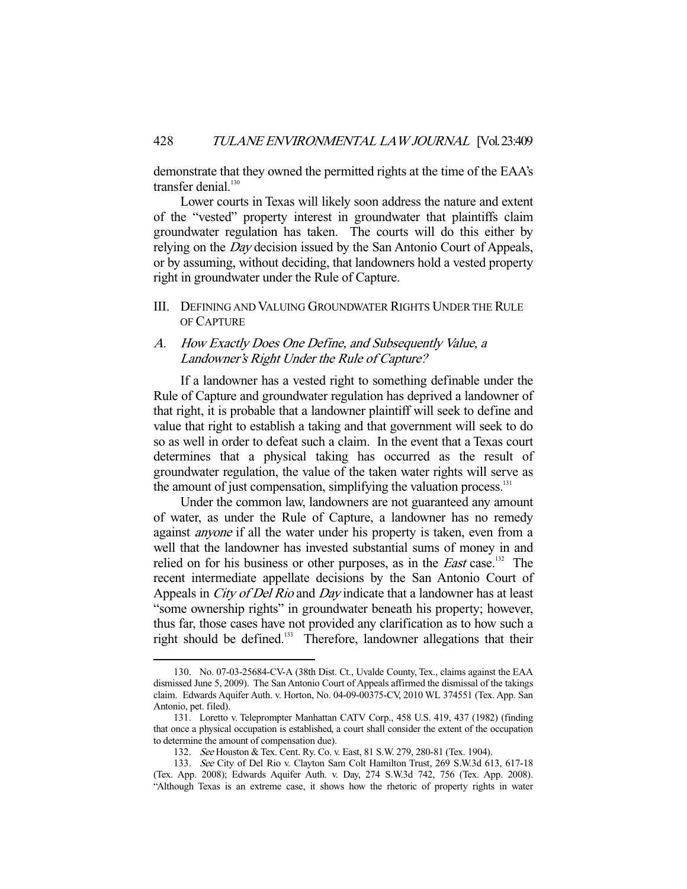demonstrate that they owned the permitted rights at the time of the EAA's transfer denial.[130]

Lower courts in Texas will likely soon address the nature and extent of the "vested" property interest in groundwater that plaintiffs claim groundwater regulation has taken. The courts will do this either by relying on the *Day* decision issued by the San Antonio Court of Appeals, or by assuming, without deciding, that landowners hold a vested property right in groundwater under the Rule of Capture.

## III. Defining and Valuing Groundwater Rights Under the Rule of Capture

### A. *How Exactly Does One Define, and Subsequently Value, a Landowner's Right Under the Rule of Capture?*

If a landowner has a vested right to something definable under the Rule of Capture and groundwater regulation has deprived a landowner of that right, it is probable that a landowner plaintiff will seek to define and value that right to establish a taking and that government will seek to do so as well in order to defeat such a claim. In the event that a Texas court determines that a physical taking has occurred as the result of groundwater regulation, the value of the taken water rights will serve as the amount of just compensation, simplifying the valuation process.[131]

Under the common law, landowners are not guaranteed any amount of water, as under the Rule of Capture, a landowner has no remedy against *anyone* if all the water under his property is taken, even from a well that the landowner has invested substantial sums of money in and relied on for his business or other purposes, as in the *East* case.[132] The recent intermediate appellate decisions by the San Antonio Court of Appeals in *City of Del Rio* and *Day* indicate that a landowner has at least "some ownership rights" in groundwater beneath his property; however, thus far, those cases have not provided any clarification as to how such a right should be defined.[133] Therefore, landowner allegations that their

---

130. No. 07-03-25684-CV-A (38th Dist. Ct., Uvalde County, Tex., claims against the EAA dismissed June 5, 2009). The San Antonio Court of Appeals affirmed the dismissal of the takings claim. Edwards Aquifer Auth. v. Horton, No. 04-09-00375-CV, 2010 WL 374551 (Tex. App. San Antonio, pet. filed).

131. Loretto v. Teleprompter Manhattan CATV Corp., 458 U.S. 419, 437 (1982) (finding that once a physical occupation is established, a court shall consider the extent of the occupation to determine the amount of compensation due).

132. *See* Houston & Tex. Cent. Ry. Co. v. East, 81 S.W. 279, 280-81 (Tex. 1904).

133. *See* City of Del Rio v. Clayton Sam Colt Hamilton Trust, 269 S.W.3d 613, 617-18 (Tex. App. 2008); Edwards Aquifer Auth. v. Day, 274 S.W.3d 742, 756 (Tex. App. 2008). "Although Texas is an extreme case, it shows how the rhetoric of property rights in water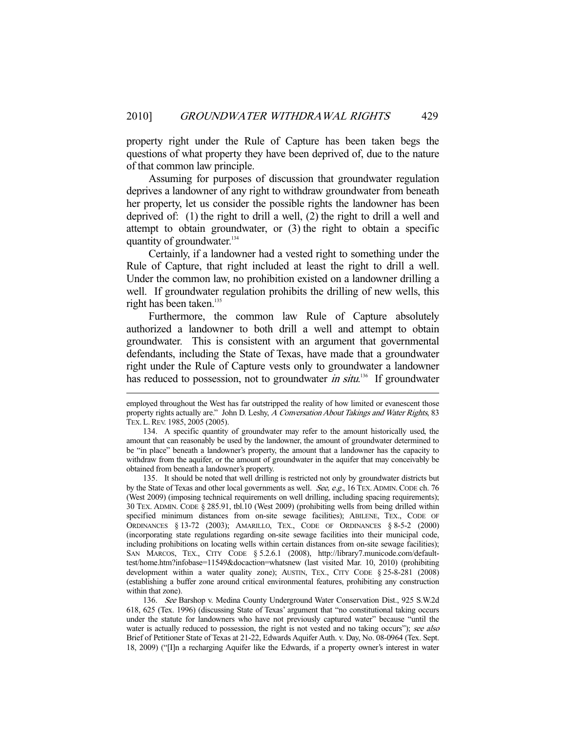property right under the Rule of Capture has been taken begs the questions of what property they have been deprived of, due to the nature of that common law principle.

Assuming for purposes of discussion that groundwater regulation deprives a landowner of any right to withdraw groundwater from beneath her property, let us consider the possible rights the landowner has been deprived of: (1) the right to drill a well, (2) the right to drill a well and attempt to obtain groundwater, or (3) the right to obtain a specific quantity of groundwater.[134]

Certainly, if a landowner had a vested right to something under the Rule of Capture, that right included at least the right to drill a well. Under the common law, no prohibition existed on a landowner drilling a well. If groundwater regulation prohibits the drilling of new wells, this right has been taken.[135]

Furthermore, the common law Rule of Capture absolutely authorized a landowner to both drill a well and attempt to obtain groundwater. This is consistent with an argument that governmental defendants, including the State of Texas, have made that a groundwater right under the Rule of Capture vests only to groundwater a landowner has reduced to possession, not to groundwater *in situ*.[136] If groundwater

---

employed throughout the West has far outstripped the reality of how limited or evanescent those property rights actually are." John D. Leshy, *A Conversation About Takings and Water Rights*, 83 TEX. L. REV. 1985, 2005 (2005).

134. A specific quantity of groundwater may refer to the amount historically used, the amount that can reasonably be used by the landowner, the amount of groundwater determined to be "in place" beneath a landowner's property, the amount that a landowner has the capacity to withdraw from the aquifer, or the amount of groundwater in the aquifer that may conceivably be obtained from beneath a landowner's property.

135. It should be noted that well drilling is restricted not only by groundwater districts but by the State of Texas and other local governments as well. *See, e.g.*, 16 TEX. ADMIN. CODE ch. 76 (West 2009) (imposing technical requirements on well drilling, including spacing requirements); 30 TEX. ADMIN. CODE § 285.91, tbl.10 (West 2009) (prohibiting wells from being drilled within specified minimum distances from on-site sewage facilities); ABILENE, TEX., CODE OF ORDINANCES § 13-72 (2003); AMARILLO, TEX., CODE OF ORDINANCES § 8-5-2 (2000) (incorporating state regulations regarding on-site sewage facilities into their municipal code, including prohibitions on locating wells within certain distances from on-site sewage facilities); SAN MARCOS, TEX., CITY CODE § 5.2.6.1 (2008), http://library7.municode.com/default-test/home.htm?infobase=11549&docaction=whatsnew (last visited Mar. 10, 2010) (prohibiting development within a water quality zone); AUSTIN, TEX., CITY CODE § 25-8-281 (2008) (establishing a buffer zone around critical environmental features, prohibiting any construction within that zone).

136. *See* Barshop v. Medina County Underground Water Conservation Dist., 925 S.W.2d 618, 625 (Tex. 1996) (discussing State of Texas' argument that "no constitutional taking occurs under the statute for landowners who have not previously captured water" because "until the water is actually reduced to possession, the right is not vested and no taking occurs"); *see also* Brief of Petitioner State of Texas at 21-22, Edwards Aquifer Auth. v. Day, No. 08-0964 (Tex. Sept. 18, 2009) ("[I]n a recharging Aquifer like the Edwards, if a property owner's interest in water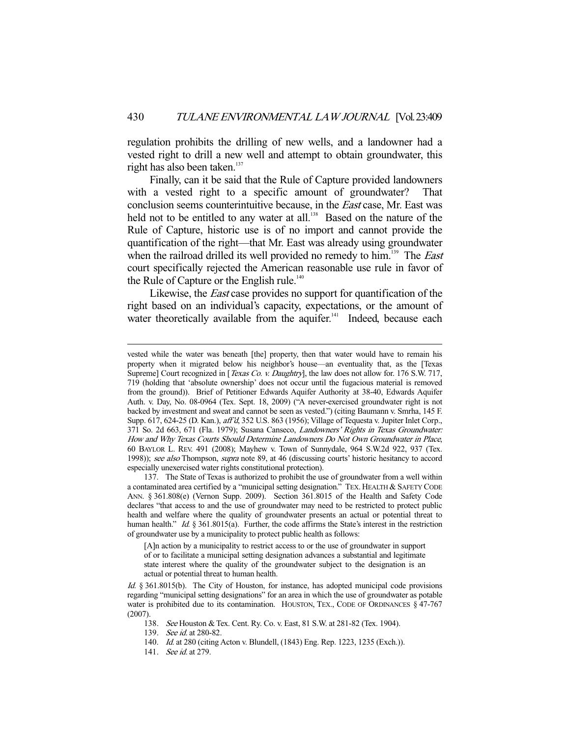regulation prohibits the drilling of new wells, and a landowner had a vested right to drill a new well and attempt to obtain groundwater, this right has also been taken.[137]

Finally, can it be said that the Rule of Capture provided landowners with a vested right to a specific amount of groundwater? That conclusion seems counterintuitive because, in the *East* case, Mr. East was held not to be entitled to any water at all.[138] Based on the nature of the Rule of Capture, historic use is of no import and cannot provide the quantification of the right—that Mr. East was already using groundwater when the railroad drilled its well provided no remedy to him.[139] The *East* court specifically rejected the American reasonable use rule in favor of the Rule of Capture or the English rule.[140]

Likewise, the *East* case provides no support for quantification of the right based on an individual's capacity, expectations, or the amount of water theoretically available from the aquifer.[141] Indeed, because each

---

vested while the water was beneath [the] property, then that water would have to remain his property when it migrated below his neighbor's house—an eventuality that, as the [Texas Supreme] Court recognized in [*Texas Co. v. Daughtry*], the law does not allow for. 176 S.W. 717, 719 (holding that 'absolute ownership' does not occur until the fugacious material is removed from the ground)). Brief of Petitioner Edwards Aquifer Authority at 38-40, Edwards Aquifer Auth. v. Day, No. 08-0964 (Tex. Sept. 18, 2009) ("A never-exercised groundwater right is not backed by investment and sweat and cannot be seen as vested.") (citing Baumann v. Smrha, 145 F. Supp. 617, 624-25 (D. Kan.), *aff'd*, 352 U.S. 863 (1956); Village of Tequesta v. Jupiter Inlet Corp., 371 So. 2d 663, 671 (Fla. 1979); Susana Canseco, *Landowners' Rights in Texas Groundwater: How and Why Texas Courts Should Determine Landowners Do Not Own Groundwater in Place*, 60 BAYLOR L. REV. 491 (2008); Mayhew v. Town of Sunnydale, 964 S.W.2d 922, 937 (Tex. 1998)); *see also* Thompson, *supra* note 89, at 46 (discussing courts' historic hesitancy to accord especially unexercised water rights constitutional protection).

137. The State of Texas is authorized to prohibit the use of groundwater from a well within a contaminated area certified by a "municipal setting designation." TEX. HEALTH & SAFETY CODE ANN. § 361.808(e) (Vernon Supp. 2009). Section 361.8015 of the Health and Safety Code declares "that access to and the use of groundwater may need to be restricted to protect public health and welfare where the quality of groundwater presents an actual or potential threat to human health." *Id.* § 361.8015(a). Further, the code affirms the State's interest in the restriction of groundwater use by a municipality to protect public health as follows:

> [A]n action by a municipality to restrict access to or the use of groundwater in support of or to facilitate a municipal setting designation advances a substantial and legitimate state interest where the quality of the groundwater subject to the designation is an actual or potential threat to human health.

*Id.* § 361.8015(b). The City of Houston, for instance, has adopted municipal code provisions regarding "municipal setting designations" for an area in which the use of groundwater as potable water is prohibited due to its contamination. HOUSTON, TEX., CODE OF ORDINANCES § 47-767 (2007).

138. *See* Houston & Tex. Cent. Ry. Co. v. East, 81 S.W. at 281-82 (Tex. 1904).

139. *See id.* at 280-82.

140. *Id.* at 280 (citing Acton v. Blundell, (1843) Eng. Rep. 1223, 1235 (Exch.)).

141. *See id.* at 279.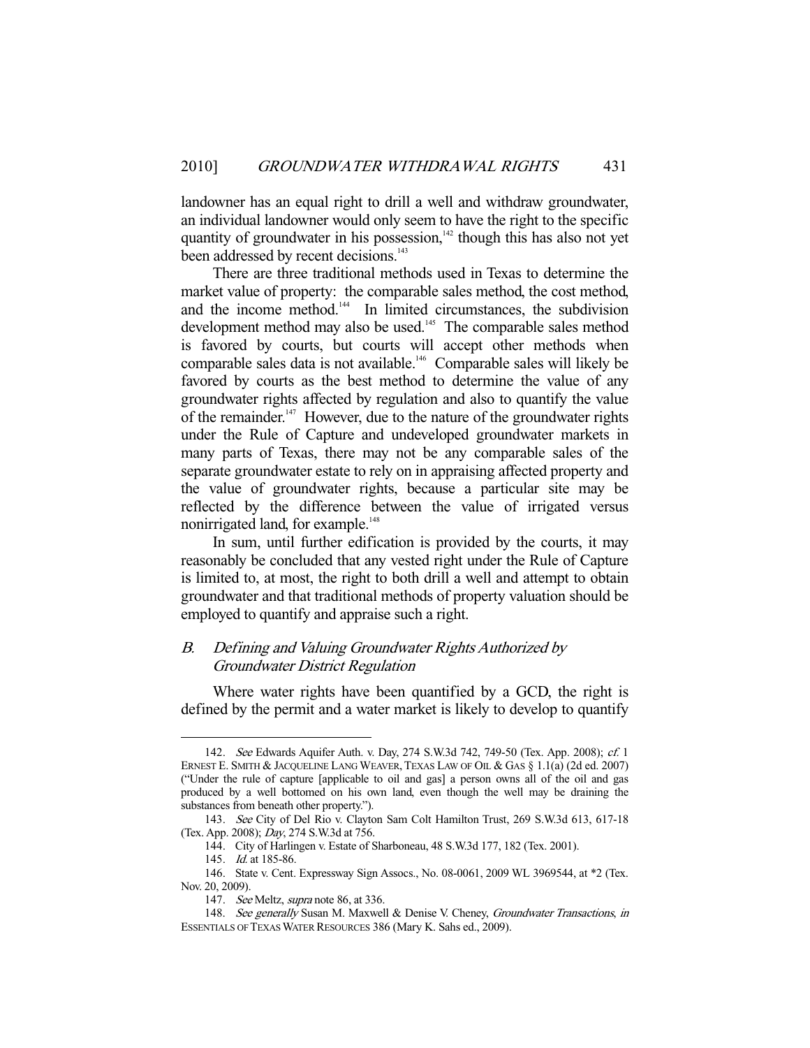landowner has an equal right to drill a well and withdraw groundwater, an individual landowner would only seem to have the right to the specific quantity of groundwater in his possession,[142] though this has also not yet been addressed by recent decisions.[143]

There are three traditional methods used in Texas to determine the market value of property: the comparable sales method, the cost method, and the income method.[144] In limited circumstances, the subdivision development method may also be used.[145] The comparable sales method is favored by courts, but courts will accept other methods when comparable sales data is not available.[146] Comparable sales will likely be favored by courts as the best method to determine the value of any groundwater rights affected by regulation and also to quantify the value of the remainder.[147] However, due to the nature of the groundwater rights under the Rule of Capture and undeveloped groundwater markets in many parts of Texas, there may not be any comparable sales of the separate groundwater estate to rely on in appraising affected property and the value of groundwater rights, because a particular site may be reflected by the difference between the value of irrigated versus nonirrigated land, for example.[148]

In sum, until further edification is provided by the courts, it may reasonably be concluded that any vested right under the Rule of Capture is limited to, at most, the right to both drill a well and attempt to obtain groundwater and that traditional methods of property valuation should be employed to quantify and appraise such a right.

### *B. Defining and Valuing Groundwater Rights Authorized by Groundwater District Regulation*

Where water rights have been quantified by a GCD, the right is defined by the permit and a water market is likely to develop to quantify

---

142. *See* Edwards Aquifer Auth. v. Day, 274 S.W.3d 742, 749-50 (Tex. App. 2008); *cf.* 1 ERNEST E. SMITH & JACQUELINE LANG WEAVER, TEXAS LAW OF OIL & GAS § 1.1(a) (2d ed. 2007) ("Under the rule of capture [applicable to oil and gas] a person owns all of the oil and gas produced by a well bottomed on his own land, even though the well may be draining the substances from beneath other property.").

143. *See* City of Del Rio v. Clayton Sam Colt Hamilton Trust, 269 S.W.3d 613, 617-18 (Tex. App. 2008); *Day*, 274 S.W.3d at 756.

144. City of Harlingen v. Estate of Sharboneau, 48 S.W.3d 177, 182 (Tex. 2001).

145. *Id.* at 185-86.

146. State v. Cent. Expressway Sign Assocs., No. 08-0061, 2009 WL 3969544, at *2 (Tex. Nov. 20, 2009).

147. *See* Meltz, *supra* note 86, at 336.

148. *See generally* Susan M. Maxwell & Denise V. Cheney, *Groundwater Transactions*, *in* ESSENTIALS OF TEXAS WATER RESOURCES 386 (Mary K. Sahs ed., 2009).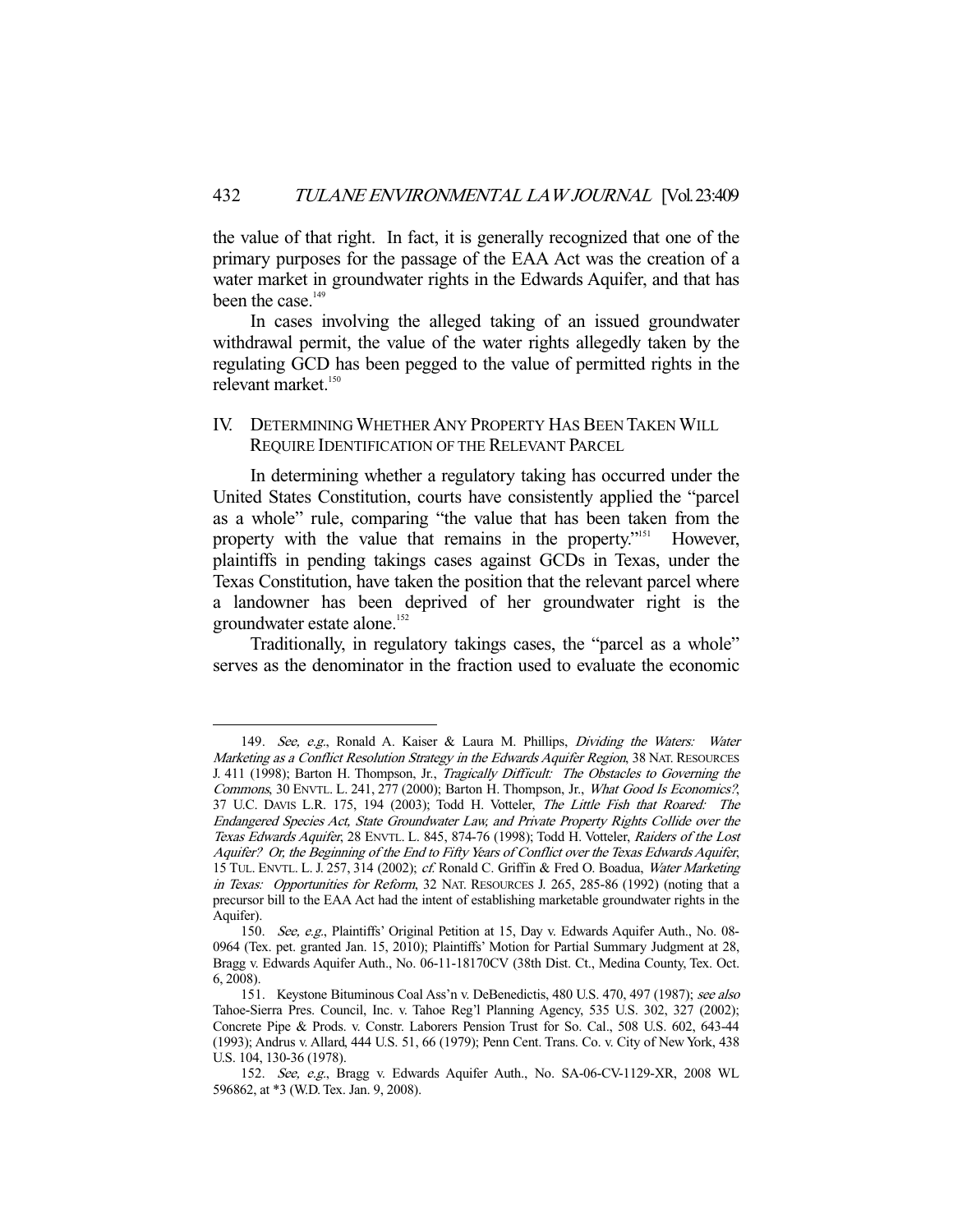the value of that right. In fact, it is generally recognized that one of the primary purposes for the passage of the EAA Act was the creation of a water market in groundwater rights in the Edwards Aquifer, and that has been the case.[149]

In cases involving the alleged taking of an issued groundwater withdrawal permit, the value of the water rights allegedly taken by the regulating GCD has been pegged to the value of permitted rights in the relevant market.[150]

## IV. Determining Whether Any Property Has Been Taken Will Require Identification of the Relevant Parcel

In determining whether a regulatory taking has occurred under the United States Constitution, courts have consistently applied the "parcel as a whole" rule, comparing "the value that has been taken from the property with the value that remains in the property."[151] However, plaintiffs in pending takings cases against GCDs in Texas, under the Texas Constitution, have taken the position that the relevant parcel where a landowner has been deprived of her groundwater right is the groundwater estate alone.[152]

Traditionally, in regulatory takings cases, the "parcel as a whole" serves as the denominator in the fraction used to evaluate the economic

---

149. *See, e.g.*, Ronald A. Kaiser & Laura M. Phillips, *Dividing the Waters: Water Marketing as a Conflict Resolution Strategy in the Edwards Aquifer Region*, 38 NAT. RESOURCES J. 411 (1998); Barton H. Thompson, Jr., *Tragically Difficult: The Obstacles to Governing the Commons*, 30 ENVTL. L. 241, 277 (2000); Barton H. Thompson, Jr., *What Good Is Economics?*, 37 U.C. DAVIS L.R. 175, 194 (2003); Todd H. Votteler, *The Little Fish that Roared: The Endangered Species Act, State Groundwater Law, and Private Property Rights Collide over the Texas Edwards Aquifer*, 28 ENVTL. L. 845, 874-76 (1998); Todd H. Votteler, *Raiders of the Lost Aquifer? Or, the Beginning of the End to Fifty Years of Conflict over the Texas Edwards Aquifer*, 15 TUL. ENVTL. L. J. 257, 314 (2002); *cf.* Ronald C. Griffin & Fred O. Boadua, *Water Marketing in Texas: Opportunities for Reform*, 32 NAT. RESOURCES J. 265, 285-86 (1992) (noting that a precursor bill to the EAA Act had the intent of establishing marketable groundwater rights in the Aquifer).

150. *See, e.g.*, Plaintiffs' Original Petition at 15, Day v. Edwards Aquifer Auth., No. 08-0964 (Tex. pet. granted Jan. 15, 2010); Plaintiffs' Motion for Partial Summary Judgment at 28, Bragg v. Edwards Aquifer Auth., No. 06-11-18170CV (38th Dist. Ct., Medina County, Tex. Oct. 6, 2008).

151. Keystone Bituminous Coal Ass'n v. DeBenedictis, 480 U.S. 470, 497 (1987); *see also* Tahoe-Sierra Pres. Council, Inc. v. Tahoe Reg'l Planning Agency, 535 U.S. 302, 327 (2002); Concrete Pipe & Prods. v. Constr. Laborers Pension Trust for So. Cal., 508 U.S. 602, 643-44 (1993); Andrus v. Allard, 444 U.S. 51, 66 (1979); Penn Cent. Trans. Co. v. City of New York, 438 U.S. 104, 130-36 (1978).

152. *See, e.g.*, Bragg v. Edwards Aquifer Auth., No. SA-06-CV-1129-XR, 2008 WL 596862, at *3 (W.D. Tex. Jan. 9, 2008).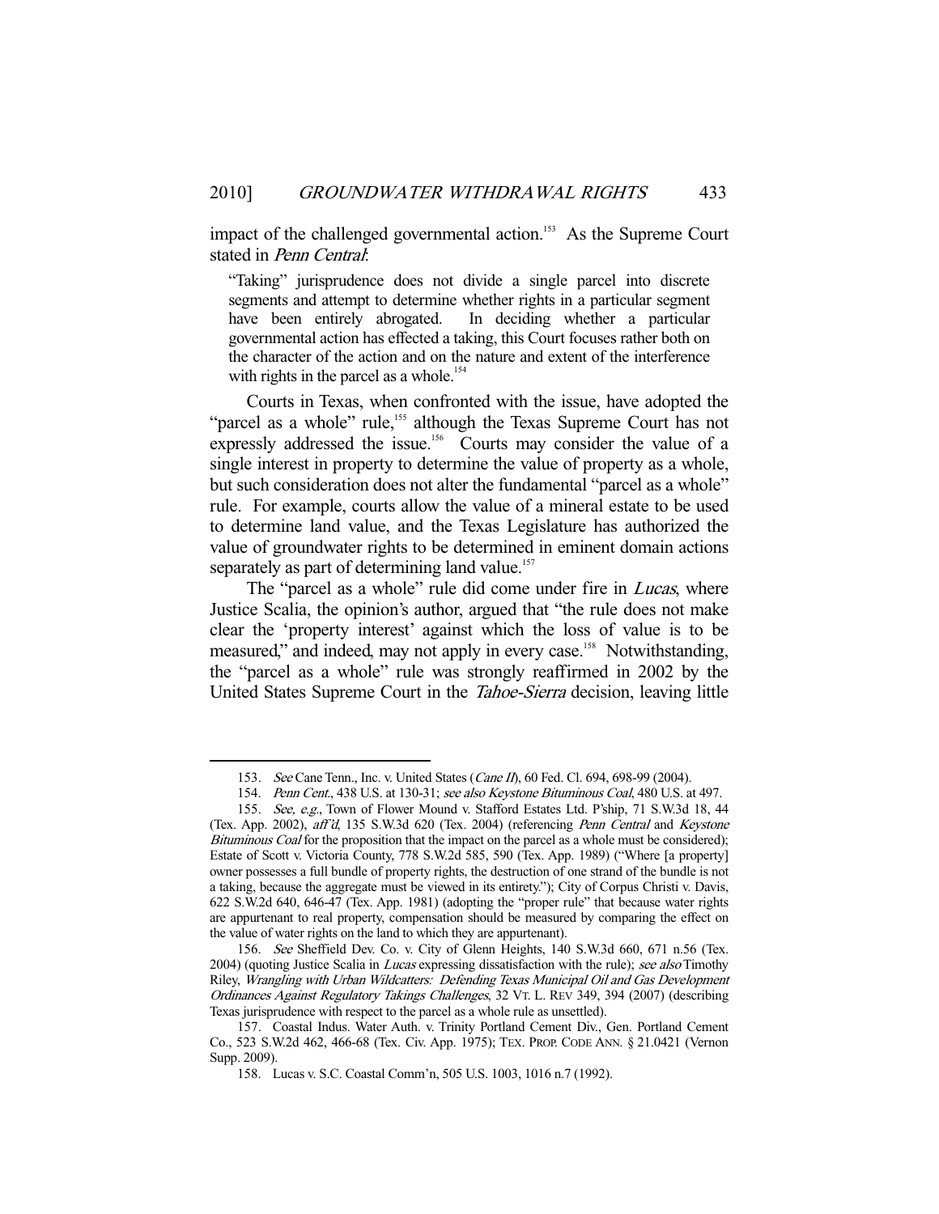impact of the challenged governmental action.[153] As the Supreme Court stated in *Penn Central*:

> "Taking" jurisprudence does not divide a single parcel into discrete segments and attempt to determine whether rights in a particular segment have been entirely abrogated. In deciding whether a particular governmental action has effected a taking, this Court focuses rather both on the character of the action and on the nature and extent of the interference with rights in the parcel as a whole.[154]

Courts in Texas, when confronted with the issue, have adopted the "parcel as a whole" rule,[155] although the Texas Supreme Court has not expressly addressed the issue.[156] Courts may consider the value of a single interest in property to determine the value of property as a whole, but such consideration does not alter the fundamental "parcel as a whole" rule. For example, courts allow the value of a mineral estate to be used to determine land value, and the Texas Legislature has authorized the value of groundwater rights to be determined in eminent domain actions separately as part of determining land value.[157]

The "parcel as a whole" rule did come under fire in *Lucas*, where Justice Scalia, the opinion's author, argued that "the rule does not make clear the 'property interest' against which the loss of value is to be measured," and indeed, may not apply in every case.[158] Notwithstanding, the "parcel as a whole" rule was strongly reaffirmed in 2002 by the United States Supreme Court in the *Tahoe-Sierra* decision, leaving little

---

153. *See* Cane Tenn., Inc. v. United States (*Cane II*), 60 Fed. Cl. 694, 698-99 (2004).

154. *Penn Cent.*, 438 U.S. at 130-31; *see also Keystone Bituminous Coal*, 480 U.S. at 497.

155. *See, e.g.*, Town of Flower Mound v. Stafford Estates Ltd. P'ship, 71 S.W.3d 18, 44 (Tex. App. 2002), *aff'd*, 135 S.W.3d 620 (Tex. 2004) (referencing *Penn Central* and *Keystone Bituminous Coal* for the proposition that the impact on the parcel as a whole must be considered); Estate of Scott v. Victoria County, 778 S.W.2d 585, 590 (Tex. App. 1989) ("Where [a property] owner possesses a full bundle of property rights, the destruction of one strand of the bundle is not a taking, because the aggregate must be viewed in its entirety."); City of Corpus Christi v. Davis, 622 S.W.2d 640, 646-47 (Tex. App. 1981) (adopting the "proper rule" that because water rights are appurtenant to real property, compensation should be measured by comparing the effect on the value of water rights on the land to which they are appurtenant).

156. *See* Sheffield Dev. Co. v. City of Glenn Heights, 140 S.W.3d 660, 671 n.56 (Tex. 2004) (quoting Justice Scalia in *Lucas* expressing dissatisfaction with the rule); *see also* Timothy Riley, *Wrangling with Urban Wildcatters: Defending Texas Municipal Oil and Gas Development Ordinances Against Regulatory Takings Challenges*, 32 VT. L. REV 349, 394 (2007) (describing Texas jurisprudence with respect to the parcel as a whole rule as unsettled).

157. Coastal Indus. Water Auth. v. Trinity Portland Cement Div., Gen. Portland Cement Co., 523 S.W.2d 462, 466-68 (Tex. Civ. App. 1975); TEX. PROP. CODE ANN. § 21.0421 (Vernon Supp. 2009).

158. Lucas v. S.C. Coastal Comm'n, 505 U.S. 1003, 1016 n.7 (1992).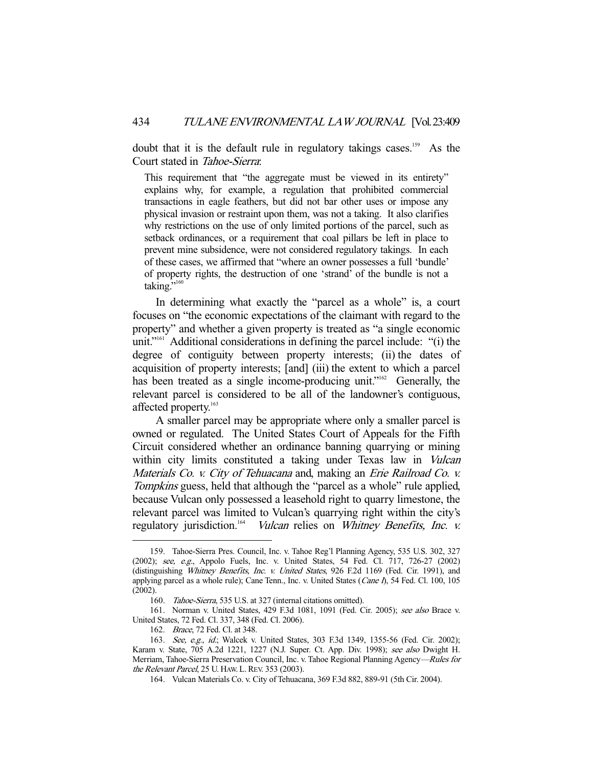doubt that it is the default rule in regulatory takings cases.[159] As the Court stated in *Tahoe-Sierra*:

> This requirement that "the aggregate must be viewed in its entirety" explains why, for example, a regulation that prohibited commercial transactions in eagle feathers, but did not bar other uses or impose any physical invasion or restraint upon them, was not a taking. It also clarifies why restrictions on the use of only limited portions of the parcel, such as setback ordinances, or a requirement that coal pillars be left in place to prevent mine subsidence, were not considered regulatory takings. In each of these cases, we affirmed that "where an owner possesses a full 'bundle' of property rights, the destruction of one 'strand' of the bundle is not a taking."[160]

In determining what exactly the "parcel as a whole" is, a court focuses on "the economic expectations of the claimant with regard to the property" and whether a given property is treated as "a single economic unit."[161] Additional considerations in defining the parcel include: "(i) the degree of contiguity between property interests; (ii) the dates of acquisition of property interests; [and] (iii) the extent to which a parcel has been treated as a single income-producing unit."[162] Generally, the relevant parcel is considered to be all of the landowner's contiguous, affected property.[163]

A smaller parcel may be appropriate where only a smaller parcel is owned or regulated. The United States Court of Appeals for the Fifth Circuit considered whether an ordinance banning quarrying or mining within city limits constituted a taking under Texas law in *Vulcan Materials Co. v. City of Tehuacana* and, making an *Erie Railroad Co. v. Tompkins* guess, held that although the "parcel as a whole" rule applied, because Vulcan only possessed a leasehold right to quarry limestone, the relevant parcel was limited to Vulcan's quarrying right within the city's regulatory jurisdiction.[164] *Vulcan* relies on *Whitney Benefits, Inc. v.*

---

159. Tahoe-Sierra Pres. Council, Inc. v. Tahoe Reg'l Planning Agency, 535 U.S. 302, 327 (2002); *see, e.g.*, Appolo Fuels, Inc. v. United States, 54 Fed. Cl. 717, 726-27 (2002) (distinguishing *Whitney Benefits, Inc. v. United States*, 926 F.2d 1169 (Fed. Cir. 1991), and applying parcel as a whole rule); Cane Tenn., Inc. v. United States (*Cane I*), 54 Fed. Cl. 100, 105 (2002).

160. *Tahoe-Sierra*, 535 U.S. at 327 (internal citations omitted).

161. Norman v. United States, 429 F.3d 1081, 1091 (Fed. Cir. 2005); *see also* Brace v. United States, 72 Fed. Cl. 337, 348 (Fed. Cl. 2006).

162. *Brace*, 72 Fed. Cl. at 348.

163. *See, e.g.*, *id.*; Walcek v. United States, 303 F.3d 1349, 1355-56 (Fed. Cir. 2002); Karam v. State, 705 A.2d 1221, 1227 (N.J. Super. Ct. App. Div. 1998); *see also* Dwight H. Merriam, Tahoe-Sierra Preservation Council, Inc. v. Tahoe Regional Planning Agency—*Rules for the Relevant Parcel*, 25 U. HAW. L. REV. 353 (2003).

164. Vulcan Materials Co. v. City of Tehuacana, 369 F.3d 882, 889-91 (5th Cir. 2004).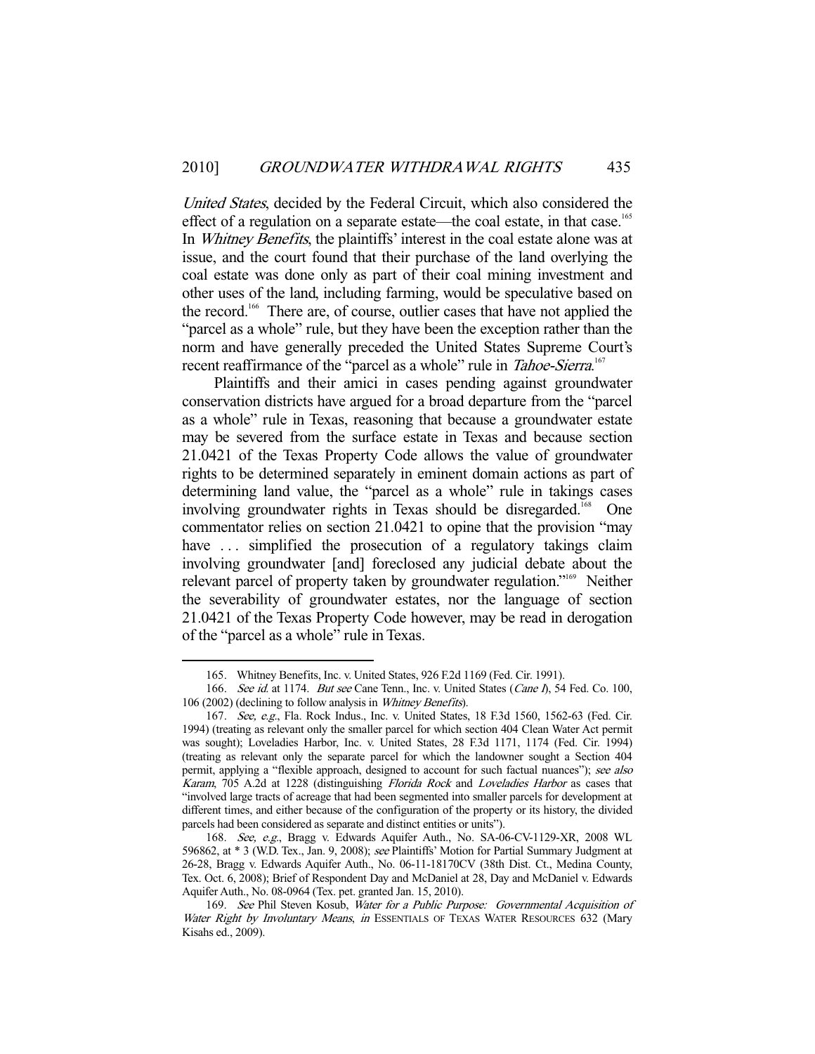*United States*, decided by the Federal Circuit, which also considered the effect of a regulation on a separate estate—the coal estate, in that case.[165] In *Whitney Benefits*, the plaintiffs' interest in the coal estate alone was at issue, and the court found that their purchase of the land overlying the coal estate was done only as part of their coal mining investment and other uses of the land, including farming, would be speculative based on the record.[166] There are, of course, outlier cases that have not applied the "parcel as a whole" rule, but they have been the exception rather than the norm and have generally preceded the United States Supreme Court's recent reaffirmance of the "parcel as a whole" rule in *Tahoe-Sierra*.[167]

Plaintiffs and their amici in cases pending against groundwater conservation districts have argued for a broad departure from the "parcel as a whole" rule in Texas, reasoning that because a groundwater estate may be severed from the surface estate in Texas and because section 21.0421 of the Texas Property Code allows the value of groundwater rights to be determined separately in eminent domain actions as part of determining land value, the "parcel as a whole" rule in takings cases involving groundwater rights in Texas should be disregarded.[168] One commentator relies on section 21.0421 to opine that the provision "may have . . . simplified the prosecution of a regulatory takings claim involving groundwater [and] foreclosed any judicial debate about the relevant parcel of property taken by groundwater regulation."[169] Neither the severability of groundwater estates, nor the language of section 21.0421 of the Texas Property Code however, may be read in derogation of the "parcel as a whole" rule in Texas.

---

165. Whitney Benefits, Inc. v. United States, 926 F.2d 1169 (Fed. Cir. 1991).

166. *See id.* at 1174. *But see* Cane Tenn., Inc. v. United States (*Cane I*), 54 Fed. Co. 100, 106 (2002) (declining to follow analysis in *Whitney Benefits*).

167. *See, e.g.*, Fla. Rock Indus., Inc. v. United States, 18 F.3d 1560, 1562-63 (Fed. Cir. 1994) (treating as relevant only the smaller parcel for which section 404 Clean Water Act permit was sought); Loveladies Harbor, Inc. v. United States, 28 F.3d 1171, 1174 (Fed. Cir. 1994) (treating as relevant only the separate parcel for which the landowner sought a Section 404 permit, applying a "flexible approach, designed to account for such factual nuances"); *see also Karam*, 705 A.2d at 1228 (distinguishing *Florida Rock* and *Loveladies Harbor* as cases that "involved large tracts of acreage that had been segmented into smaller parcels for development at different times, and either because of the configuration of the property or its history, the divided parcels had been considered as separate and distinct entities or units").

168. *See, e.g.*, Bragg v. Edwards Aquifer Auth., No. SA-06-CV-1129-XR, 2008 WL 596862, at * 3 (W.D. Tex., Jan. 9, 2008); *see* Plaintiffs' Motion for Partial Summary Judgment at 26-28, Bragg v. Edwards Aquifer Auth., No. 06-11-18170CV (38th Dist. Ct., Medina County, Tex. Oct. 6, 2008); Brief of Respondent Day and McDaniel at 28, Day and McDaniel v. Edwards Aquifer Auth., No. 08-0964 (Tex. pet. granted Jan. 15, 2010).

169. *See* Phil Steven Kosub, *Water for a Public Purpose: Governmental Acquisition of Water Right by Involuntary Means*, *in* ESSENTIALS OF TEXAS WATER RESOURCES 632 (Mary Kisahs ed., 2009).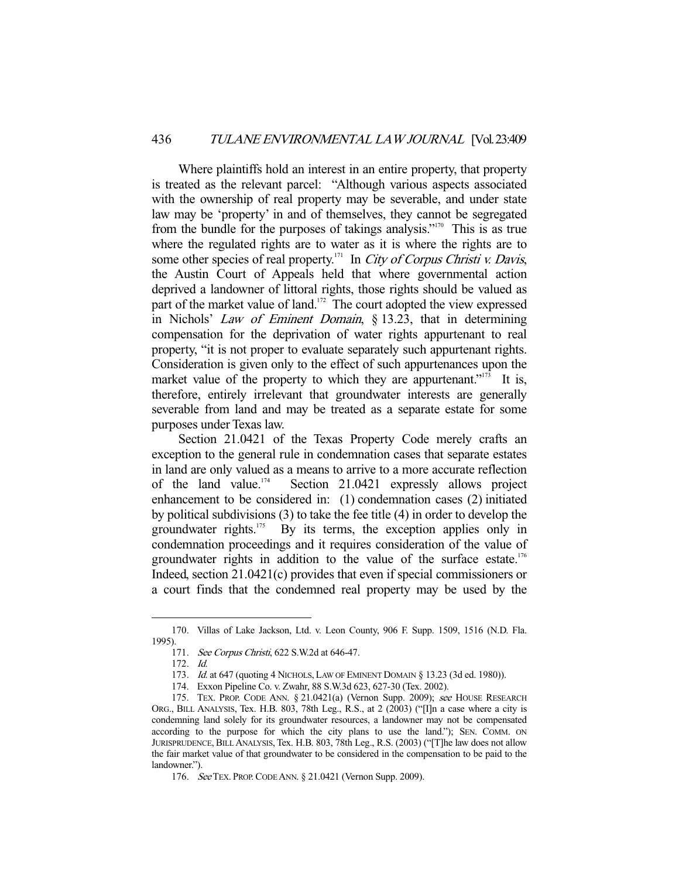Where plaintiffs hold an interest in an entire property, that property is treated as the relevant parcel: "Although various aspects associated with the ownership of real property may be severable, and under state law may be 'property' in and of themselves, they cannot be segregated from the bundle for the purposes of takings analysis."[170] This is as true where the regulated rights are to water as it is where the rights are to some other species of real property.[171] In *City of Corpus Christi v. Davis*, the Austin Court of Appeals held that where governmental action deprived a landowner of littoral rights, those rights should be valued as part of the market value of land.[172] The court adopted the view expressed in Nichols' *Law of Eminent Domain*, § 13.23, that in determining compensation for the deprivation of water rights appurtenant to real property, "it is not proper to evaluate separately such appurtenant rights. Consideration is given only to the effect of such appurtenances upon the market value of the property to which they are appurtenant."[173] It is, therefore, entirely irrelevant that groundwater interests are generally severable from land and may be treated as a separate estate for some purposes under Texas law.

Section 21.0421 of the Texas Property Code merely crafts an exception to the general rule in condemnation cases that separate estates in land are only valued as a means to arrive to a more accurate reflection of the land value.[174] Section 21.0421 expressly allows project enhancement to be considered in: (1) condemnation cases (2) initiated by political subdivisions (3) to take the fee title (4) in order to develop the groundwater rights.[175] By its terms, the exception applies only in condemnation proceedings and it requires consideration of the value of groundwater rights in addition to the value of the surface estate.[176] Indeed, section 21.0421(c) provides that even if special commissioners or a court finds that the condemned real property may be used by the

---

170. Villas of Lake Jackson, Ltd. v. Leon County, 906 F. Supp. 1509, 1516 (N.D. Fla. 1995).

171. *See Corpus Christi*, 622 S.W.2d at 646-47.

172. *Id.*

173. *Id.* at 647 (quoting 4 NICHOLS, LAW OF EMINENT DOMAIN § 13.23 (3d ed. 1980)).

174. Exxon Pipeline Co. v. Zwahr, 88 S.W.3d 623, 627-30 (Tex. 2002).

175. TEX. PROP. CODE ANN. § 21.0421(a) (Vernon Supp. 2009); *see* HOUSE RESEARCH ORG., BILL ANALYSIS, Tex. H.B. 803, 78th Leg., R.S., at 2 (2003) ("[I]n a case where a city is condemning land solely for its groundwater resources, a landowner may not be compensated according to the purpose for which the city plans to use the land."); SEN. COMM. ON JURISPRUDENCE, BILL ANALYSIS, Tex. H.B. 803, 78th Leg., R.S. (2003) ("[T]he law does not allow the fair market value of that groundwater to be considered in the compensation to be paid to the landowner.").

176. *See* TEX. PROP. CODE ANN. § 21.0421 (Vernon Supp. 2009).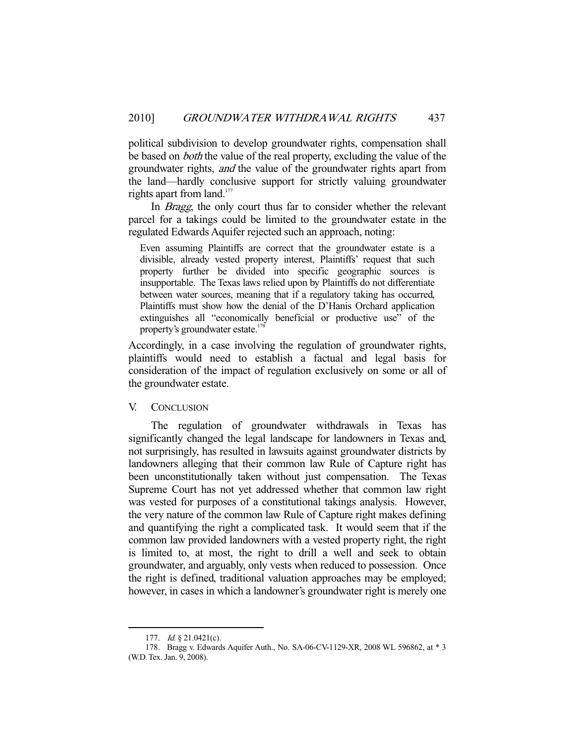political subdivision to develop groundwater rights, compensation shall be based on *both* the value of the real property, excluding the value of the groundwater rights, *and* the value of the groundwater rights apart from the land—hardly conclusive support for strictly valuing groundwater rights apart from land.[177]

In *Bragg*, the only court thus far to consider whether the relevant parcel for a takings could be limited to the groundwater estate in the regulated Edwards Aquifer rejected such an approach, noting:

> Even assuming Plaintiffs are correct that the groundwater estate is a divisible, already vested property interest, Plaintiffs' request that such property further be divided into specific geographic sources is insupportable. The Texas laws relied upon by Plaintiffs do not differentiate between water sources, meaning that if a regulatory taking has occurred, Plaintiffs must show how the denial of the D'Hanis Orchard application extinguishes all "economically beneficial or productive use" of the property's groundwater estate.[178]

Accordingly, in a case involving the regulation of groundwater rights, plaintiffs would need to establish a factual and legal basis for consideration of the impact of regulation exclusively on some or all of the groundwater estate.

## V. CONCLUSION

The regulation of groundwater withdrawals in Texas has significantly changed the legal landscape for landowners in Texas and, not surprisingly, has resulted in lawsuits against groundwater districts by landowners alleging that their common law Rule of Capture right has been unconstitutionally taken without just compensation. The Texas Supreme Court has not yet addressed whether that common law right was vested for purposes of a constitutional takings analysis. However, the very nature of the common law Rule of Capture right makes defining and quantifying the right a complicated task. It would seem that if the common law provided landowners with a vested property right, the right is limited to, at most, the right to drill a well and seek to obtain groundwater, and arguably, only vests when reduced to possession. Once the right is defined, traditional valuation approaches may be employed; however, in cases in which a landowner's groundwater right is merely one

---

177. *Id.* § 21.0421(c).

178. Bragg v. Edwards Aquifer Auth., No. SA-06-CV-1129-XR, 2008 WL 596862, at * 3 (W.D. Tex. Jan. 9, 2008).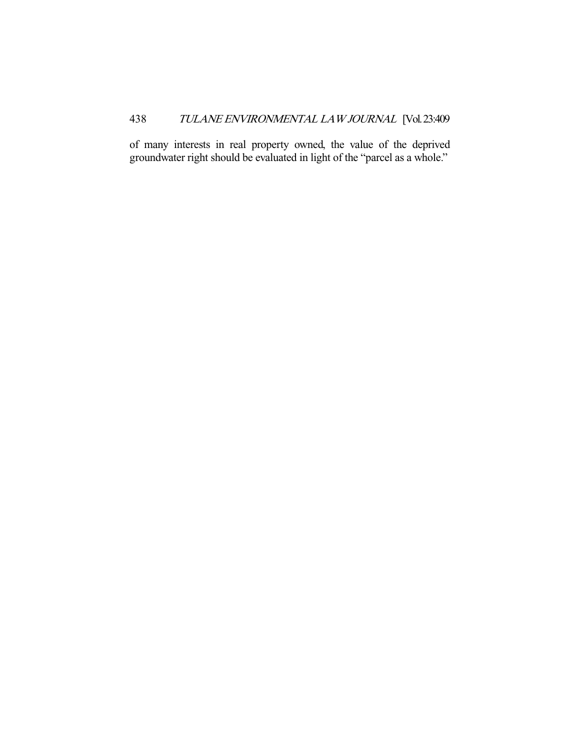of many interests in real property owned, the value of the deprived groundwater right should be evaluated in light of the "parcel as a whole."